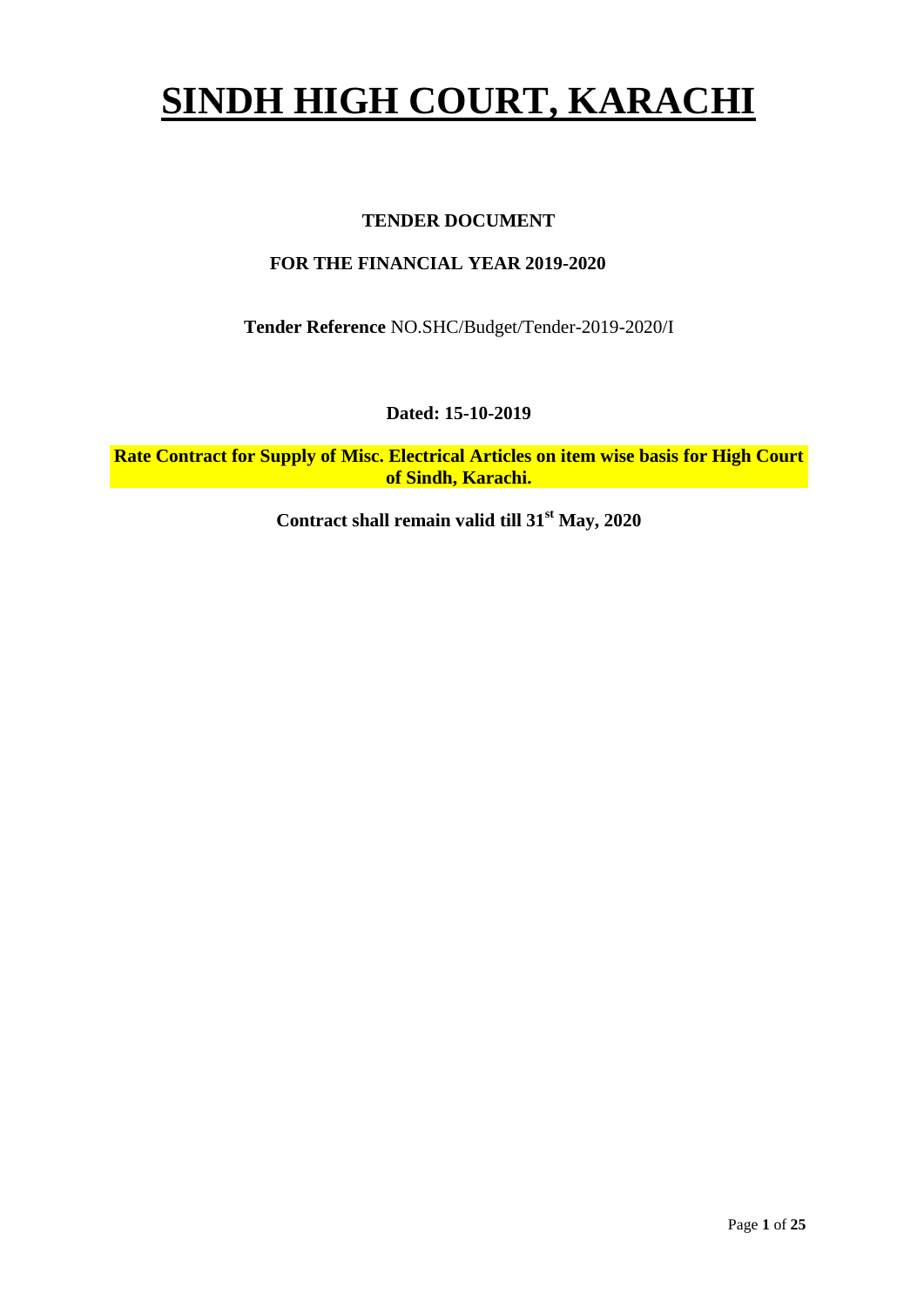# SINDH HIGH COURT, KARACHI

**TENDER DOCUMENT**

**FOR THE FINANCIAL YEAR 2019-2020**

**Tender Reference** NO.SHC/Budget/Tender-2019-2020/I

**Dated: 15-10-2019**

**Rate Contract for Supply of Misc. Electrical Articles on item wise basis for High Court of Sindh, Karachi.**

**Contract shall remain valid till 31st May, 2020**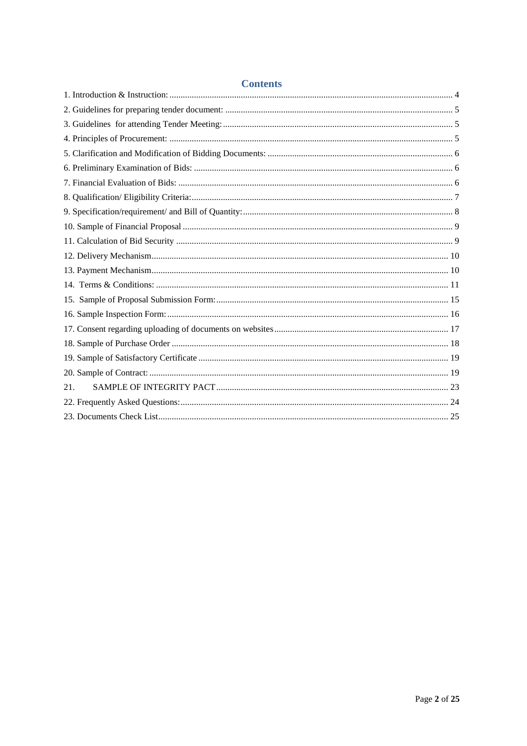## Contents

1. Introduction & Instruction: ........ 4
2. Guidelines for preparing tender document: ........ 5
3. Guidelines for attending Tender Meeting: ........ 5
4. Principles of Procurement: ........ 5
5. Clarification and Modification of Bidding Documents: ........ 6
6. Preliminary Examination of Bids: ........ 6
7. Financial Evaluation of Bids: ........ 6
8. Qualification/ Eligibility Criteria: ........ 7
9. Specification/requirement/ and Bill of Quantity: ........ 8
10. Sample of Financial Proposal ........ 9
11. Calculation of Bid Security ........ 9
12. Delivery Mechanism ........ 10
13. Payment Mechanism ........ 10
14. Terms & Conditions: ........ 11
15. Sample of Proposal Submission Form: ........ 15
16. Sample Inspection Form: ........ 16
17. Consent regarding uploading of documents on websites ........ 17
18. Sample of Purchase Order ........ 18
19. Sample of Satisfactory Certificate ........ 19
20. Sample of Contract: ........ 19
21. SAMPLE OF INTEGRITY PACT ........ 23
22. Frequently Asked Questions: ........ 24
23. Documents Check List ........ 25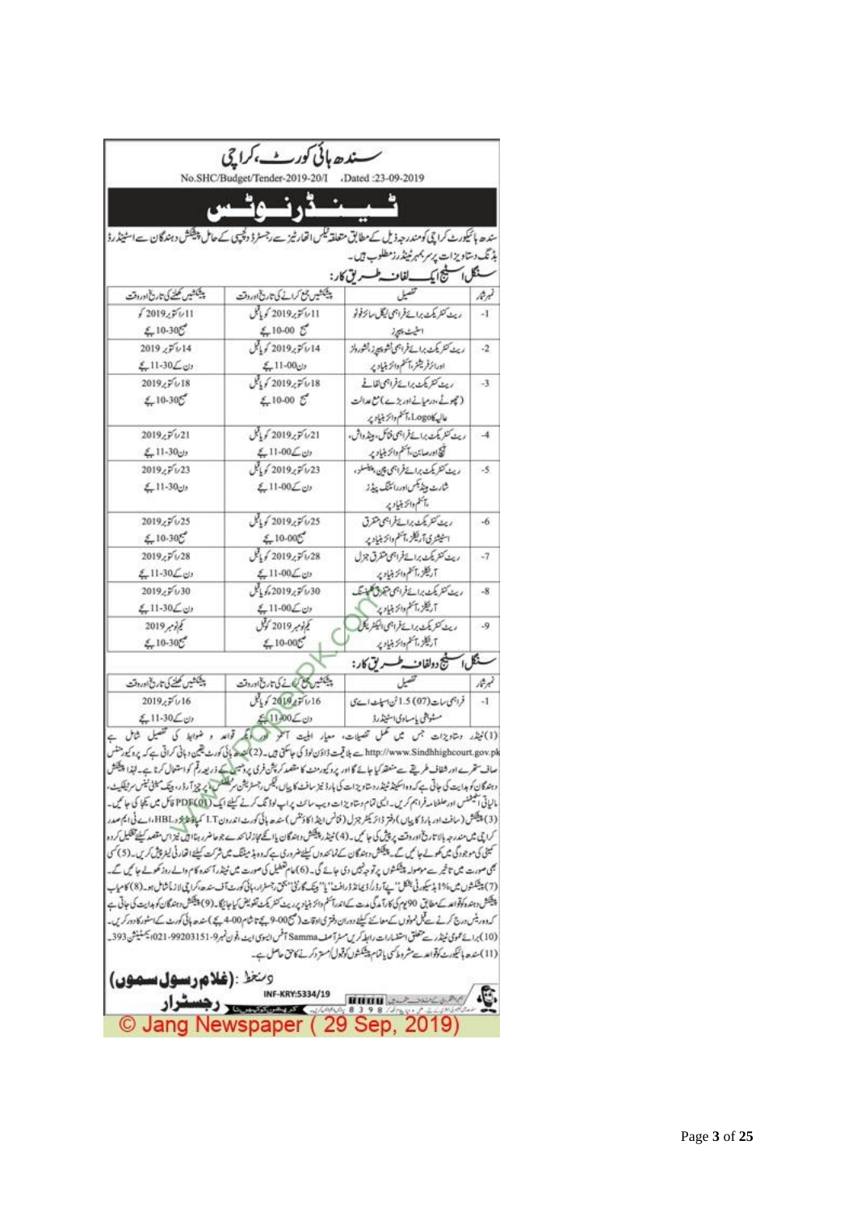# سندھ ہائی کورٹ، کراچی

No.SHC/Budget/Tender-2019-20/I .Dated :23-09-2019

## ٹینڈر نوٹس

سندھ ہائیکورٹ کراچی کو مندرجہ ذیل کے مطابق متعلقہ ٹیکس اتھارٹیز سے رجسٹرڈ دلچسپی کے حامل پیشکش دہندگان سے اسٹینڈرڈ بڈنگ دستاویزات پر سربمہر ٹینڈرز مطلوب ہیں۔

### سنگل اسٹیج ایک لفافہ طریق کار:

| نمبر شار | تفصیل | پیشکشیں جمع کرانے کی تاریخ اور وقت | پیشکشیں کھلنے کی تاریخ اور وقت |
|---|---|---|---|
| -1 | ریٹ کنٹریکٹ برائے فراہمی لیگل سائز فوٹو اسٹیٹ پیپرز | 11 اکتوبر 2019 کو یا قبل صبح 10-00 بجے | 11 اکتوبر 2019 کو صبح 10-30 بجے |
| -2 | ریٹ کنٹریکٹ برائے فراہمی ٹشو پیپرز/ٹشورولز اور ائیر فریشنر آئٹم وائز بنیاد پر | 14 اکتوبر 2019 کو یا قبل دن 11-00 بجے | 14 اکتوبر 2019 دن کے 11-30 بجے |
| -3 | ریٹ کنٹریکٹ برائے فراہمی لفافے (چھوٹے، درمیانے اور بڑے) مع عدالت عالیہ کا Logo آئٹم وائز بنیاد پر | 18 اکتوبر 2019 کو یا قبل صبح 10-00 بجے | 18 اکتوبر 2019 صبح 10-30 بجے |
| -4 | ریٹ کنٹریکٹ برائے فراہمی فنائل، ہینڈ واش، تیج اور صابن آئٹم وائز بنیاد پر | 21 اکتوبر 2019 کو یا قبل دن کے 11-00 بجے | 21 اکتوبر 2019 دن 11-30 بجے |
| -5 | ریٹ کنٹریکٹ برائے فراہمی پین، پینسلز، شارٹ ہینڈ بکس اور رائٹنگ پیڈز آئٹم وائز بنیاد پر | 23 اکتوبر 2019 کو یا قبل دن کے 11-00 بجے | 23 اکتوبر 2019 دن 11-30 بجے |
| -6 | ریٹ کنٹریکٹ برائے فراہمی متفرق اسٹیشنری آرٹیکلز آئٹم وائز بنیاد پر | 25 اکتوبر 2019 کو یا قبل صبح 10-00 بجے | 25 اکتوبر 2019 صبح 10-30 بجے |
| -7 | ریٹ کنٹریکٹ برائے فراہمی متفرق جنرل آرٹیکلز آئٹم وائز بنیاد پر | 28 اکتوبر 2019 کو یا قبل دن کے 11-00 بجے | 28 اکتوبر 2019 دن کے 11-30 بجے |
| -8 | ریٹ کنٹریکٹ برائے فراہمی متفرق کلیننگ آرٹیکلز آئٹم وائز بنیاد پر | 30 اکتوبر 2019 کو یا قبل دن کے 11-00 بجے | 30 اکتوبر 2019 دن کے 11-30 بجے |
| -9 | ریٹ کنٹریکٹ برائے فراہمی الیکٹریکل آرٹیکلز آئٹم وائز بنیاد پر | یکم نومبر 2019 کو قبل صبح 10-00 بجے | یکم نومبر 2019 صبح 10-30 بجے |

### سنگل اسٹیج دو لفافہ طریق کار:

| نمبر شار | تفصیل | پیشکشیں جمع کرانے کی تاریخ اور وقت | پیشکشیں کھلنے کی تاریخ اور وقت |
|---|---|---|---|
| -1 | فراہمی سات (07) 1.5 ٹن اسپلٹ اے سی مسٹوبشی یا مساوی اسٹینڈرڈ | 16 اکتوبر 2019 کو یا قبل دن کے 11-00 بجے | 16 اکتوبر 2019 دن کے 11-30 بجے |

(1) ٹینڈر دستاویزات جس میں مکمل تفصیلات، معیار اہلیت آخر اور دیگر قواعد و ضوابط کی تفصیل شامل ہے http://www.Sindhhighcourt.gov.pk سے بلاقیمت ڈاؤن لوڈ کی جاسکتی ہیں۔ (2) سندھ ہائی کورٹ یقین دہانی کراتی ہے کہ پروکیورمنٹ صاف ستھرے اور شفاف طریقے سے منعقد کیا جائے گا اور پروکیورمنٹ کا مقصد کرپشن فری پروسیس کے ذریعہ رقم کو استعمال کرنا ہے۔ لہٰذا پیشکش دہندگان کو ہدایت کی جاتی ہے کہ وہ اسٹینڈ ٹینڈر دستاویزات کی ہارڈ نیز سافٹ کاپیاں، ٹیکس رجسٹریشن سرٹیفکیٹ، پرچیز آرڈر، بینک کیش ٹیبس سرٹیفکیٹ، مالیاتی اسٹیٹمنٹس اور حلف نامہ فراہم کریں۔ ایسی تمام دستاویزات ویب سائٹ پر اپ لوڈنگ کرنے کیلئے ایک (01) PDF فائل میں یکجا کی جائیں۔ (3) پیشکش (سافٹ اور ہارڈ کاپیاں) دفتر ڈائریکٹر جنرل (فنانس اینڈ اکاؤنٹس) سندھ ہائی کورٹ اندرون I.T کمپلیکس نزد HBL، اے ٹی ایم صدر کراچی میں مندرجہ بالا تاریخ اور وقت پر پیش کی جائیں۔ (4) ٹینڈر پیشکش دہندگان یا ان کے مجاز نمائندے جو حاضر رہنا چاہیں ان کی موجودگی میں کھولے جائیں گے۔ پیشکش دہندگان کے نمائندوں کیلئے ضروری ہے کہ وہ بڈ میٹنگ میں شرکت کیلئے اتھارٹی لیٹر پیش کریں۔ (5) کسی بھی صورت میں تاخیر سے موصولہ پیشکشوں پر توجہ نہیں دی جائے گی۔ (6) عام تعطیل کی صورت میں ٹینڈر آئندہ کام والے روز کھولے جائیں گے۔ (7) پیشکشوں میں 1% بڈ سیکیورٹی بشکل "پے آرڈر/ڈیمانڈ ڈرافٹ" یا "بینک گارنٹی" بحق رجسٹرار، ہائی کورٹ آف سندھ، کراچی لازماً شامل ہو۔ (8) کامیاب پیشکش دہندہ کو قواعد کے مطابق 90 یوم کی کارآمدگی مدت کے اندر آئٹم وائز بنیاد پر ریٹ کنٹریکٹ تفویض کیا جائے گا۔ (9) پیشکش دہندگان کو ہدایت کی جاتی ہے کہ وہ درج کرنے سے قبل نمونوں کے معائنے کیلئے دوران دفتری اوقات (صبح 9-00 بجے تا شام 4-00 بجے) سندھ ہائی کورٹ کے اسٹور کا دورہ کریں۔ (10) برائے عمومی ٹینڈر سے متعلق استفسارات رابطہ کریں مسٹر آصف Samma آفس ایسوسی ایٹ، فون نمبر 9-99203151-021، ایکسٹینشن 393۔ (11) سندھ ہائیکورٹ کو قواعد سے مشروط کسی یا تمام پیشکشوں کو قبول/مسترد کرنے کا حق حاصل ہے۔

دستخط: (غلام رسول سموں)

رجسٹرار

INF-KRY:5334/19

© Jang Newspaper ( 29 Sep, 2019)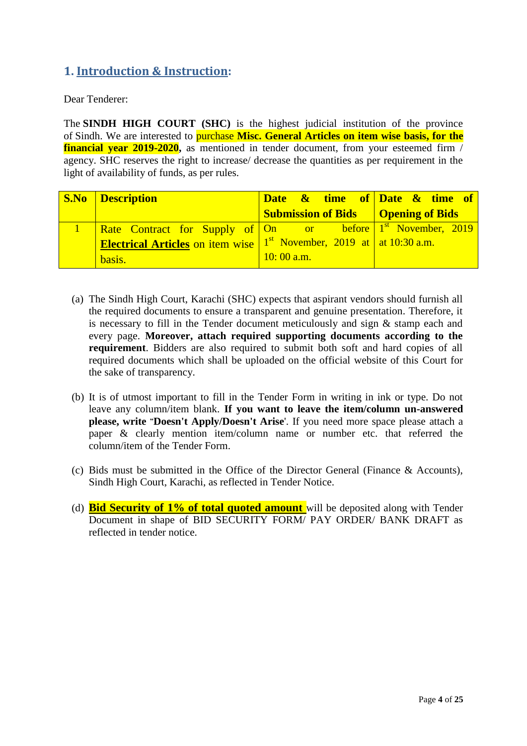## 1. Introduction & Instruction:

Dear Tenderer:

The **SINDH HIGH COURT (SHC)** is the highest judicial institution of the province of Sindh. We are interested to purchase **Misc. General Articles on item wise basis, for the financial year 2019-2020**, as mentioned in tender document, from your esteemed firm / agency. SHC reserves the right to increase/ decrease the quantities as per requirement in the light of availability of funds, as per rules.

| S.No | Description | Date & time of Submission of Bids | Date & time of Opening of Bids |
|---|---|---|---|
| 1 | Rate Contract for Supply of **Electrical Articles** on item wise basis. | On or before 1st November, 2019 at 10: 00 a.m. | 1st November, 2019 at 10:30 a.m. |

(a) The Sindh High Court, Karachi (SHC) expects that aspirant vendors should furnish all the required documents to ensure a transparent and genuine presentation. Therefore, it is necessary to fill in the Tender document meticulously and sign & stamp each and every page. **Moreover, attach required supporting documents according to the requirement**. Bidders are also required to submit both soft and hard copies of all required documents which shall be uploaded on the official website of this Court for the sake of transparency.

(b) It is of utmost important to fill in the Tender Form in writing in ink or type. Do not leave any column/item blank. **If you want to leave the item/column un-answered please, write "Doesn't Apply/Doesn't Arise**'. If you need more space please attach a paper & clearly mention item/column name or number etc. that referred the column/item of the Tender Form.

(c) Bids must be submitted in the Office of the Director General (Finance & Accounts), Sindh High Court, Karachi, as reflected in Tender Notice.

(d) **Bid Security of 1% of total quoted amount** will be deposited along with Tender Document in shape of BID SECURITY FORM/ PAY ORDER/ BANK DRAFT as reflected in tender notice.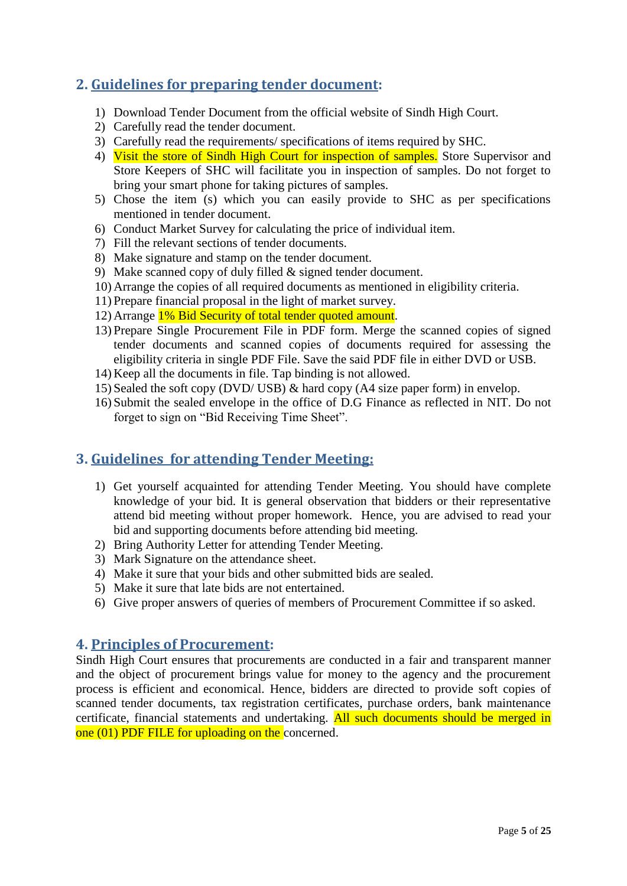## 2. Guidelines for preparing tender document:

1) Download Tender Document from the official website of Sindh High Court.
2) Carefully read the tender document.
3) Carefully read the requirements/ specifications of items required by SHC.
4) Visit the store of Sindh High Court for inspection of samples. Store Supervisor and Store Keepers of SHC will facilitate you in inspection of samples. Do not forget to bring your smart phone for taking pictures of samples.
5) Chose the item (s) which you can easily provide to SHC as per specifications mentioned in tender document.
6) Conduct Market Survey for calculating the price of individual item.
7) Fill the relevant sections of tender documents.
8) Make signature and stamp on the tender document.
9) Make scanned copy of duly filled & signed tender document.
10) Arrange the copies of all required documents as mentioned in eligibility criteria.
11) Prepare financial proposal in the light of market survey.
12) Arrange 1% Bid Security of total tender quoted amount.
13) Prepare Single Procurement File in PDF form. Merge the scanned copies of signed tender documents and scanned copies of documents required for assessing the eligibility criteria in single PDF File. Save the said PDF file in either DVD or USB.
14) Keep all the documents in file. Tap binding is not allowed.
15) Sealed the soft copy (DVD/ USB) & hard copy (A4 size paper form) in envelop.
16) Submit the sealed envelope in the office of D.G Finance as reflected in NIT. Do not forget to sign on "Bid Receiving Time Sheet".

## 3. Guidelines for attending Tender Meeting:

1) Get yourself acquainted for attending Tender Meeting. You should have complete knowledge of your bid. It is general observation that bidders or their representative attend bid meeting without proper homework. Hence, you are advised to read your bid and supporting documents before attending bid meeting.
2) Bring Authority Letter for attending Tender Meeting.
3) Mark Signature on the attendance sheet.
4) Make it sure that your bids and other submitted bids are sealed.
5) Make it sure that late bids are not entertained.
6) Give proper answers of queries of members of Procurement Committee if so asked.

## 4. Principles of Procurement:

Sindh High Court ensures that procurements are conducted in a fair and transparent manner and the object of procurement brings value for money to the agency and the procurement process is efficient and economical. Hence, bidders are directed to provide soft copies of scanned tender documents, tax registration certificates, purchase orders, bank maintenance certificate, financial statements and undertaking. All such documents should be merged in one (01) PDF FILE for uploading on the concerned.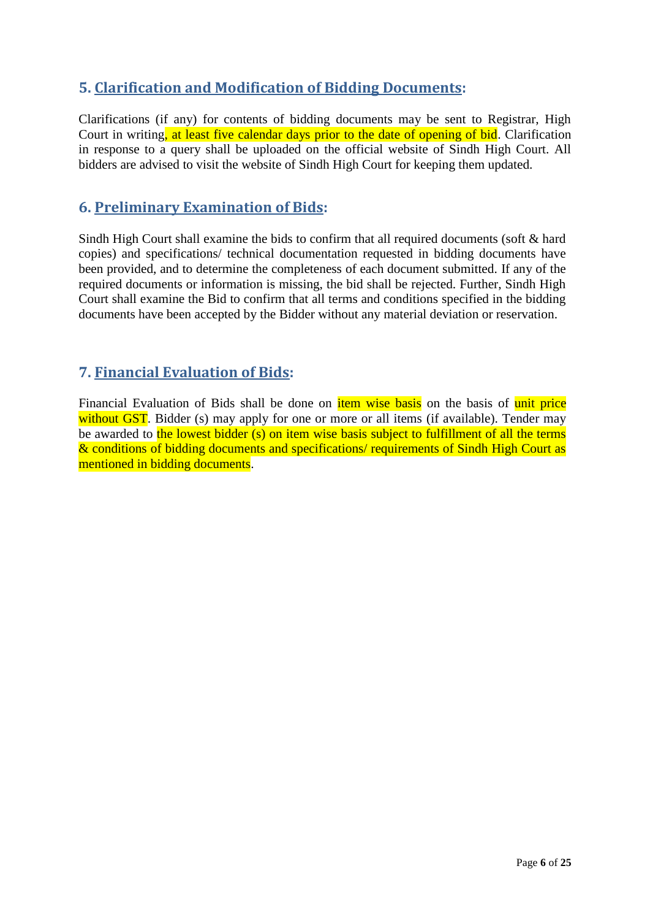## 5. Clarification and Modification of Bidding Documents:

Clarifications (if any) for contents of bidding documents may be sent to Registrar, High Court in writing, at least five calendar days prior to the date of opening of bid. Clarification in response to a query shall be uploaded on the official website of Sindh High Court. All bidders are advised to visit the website of Sindh High Court for keeping them updated.

## 6. Preliminary Examination of Bids:

Sindh High Court shall examine the bids to confirm that all required documents (soft & hard copies) and specifications/ technical documentation requested in bidding documents have been provided, and to determine the completeness of each document submitted. If any of the required documents or information is missing, the bid shall be rejected. Further, Sindh High Court shall examine the Bid to confirm that all terms and conditions specified in the bidding documents have been accepted by the Bidder without any material deviation or reservation.

## 7. Financial Evaluation of Bids:

Financial Evaluation of Bids shall be done on item wise basis on the basis of unit price without GST. Bidder (s) may apply for one or more or all items (if available). Tender may be awarded to the lowest bidder (s) on item wise basis subject to fulfillment of all the terms & conditions of bidding documents and specifications/ requirements of Sindh High Court as mentioned in bidding documents.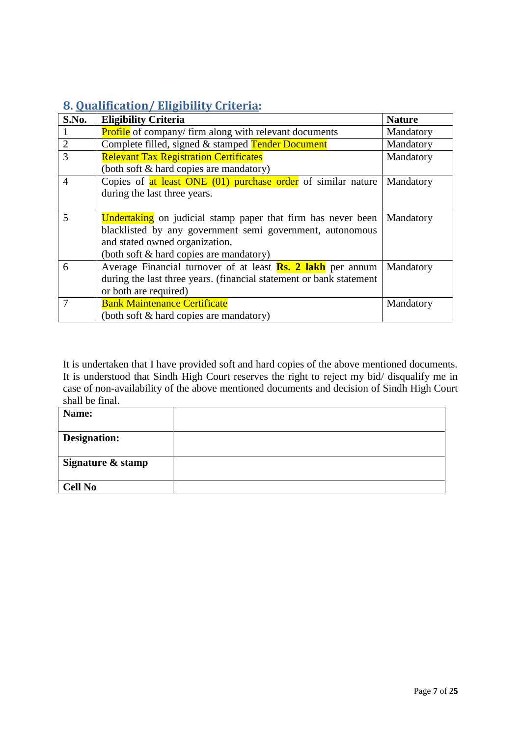## 8. Qualification / Eligibility Criteria:

| S.No. | Eligibility Criteria | Nature |
|---|---|---|
| 1 | Profile of company/ firm along with relevant documents | Mandatory |
| 2 | Complete filled, signed & stamped Tender Document | Mandatory |
| 3 | Relevant Tax Registration Certificates<br>(both soft & hard copies are mandatory) | Mandatory |
| 4 | Copies of at least ONE (01) purchase order of similar nature during the last three years. | Mandatory |
| 5 | Undertaking on judicial stamp paper that firm has never been blacklisted by any government semi government, autonomous and stated owned organization.<br>(both soft & hard copies are mandatory) | Mandatory |
| 6 | Average Financial turnover of at least **Rs. 2 lakh** per annum during the last three years. (financial statement or bank statement or both are required) | Mandatory |
| 7 | Bank Maintenance Certificate<br>(both soft & hard copies are mandatory) | Mandatory |

It is undertaken that I have provided soft and hard copies of the above mentioned documents. It is understood that Sindh High Court reserves the right to reject my bid/ disqualify me in case of non-availability of the above mentioned documents and decision of Sindh High Court shall be final.

| **Name:** | |
|---|---|
| **Designation:** | |
| **Signature & stamp** | |
| **Cell No** | |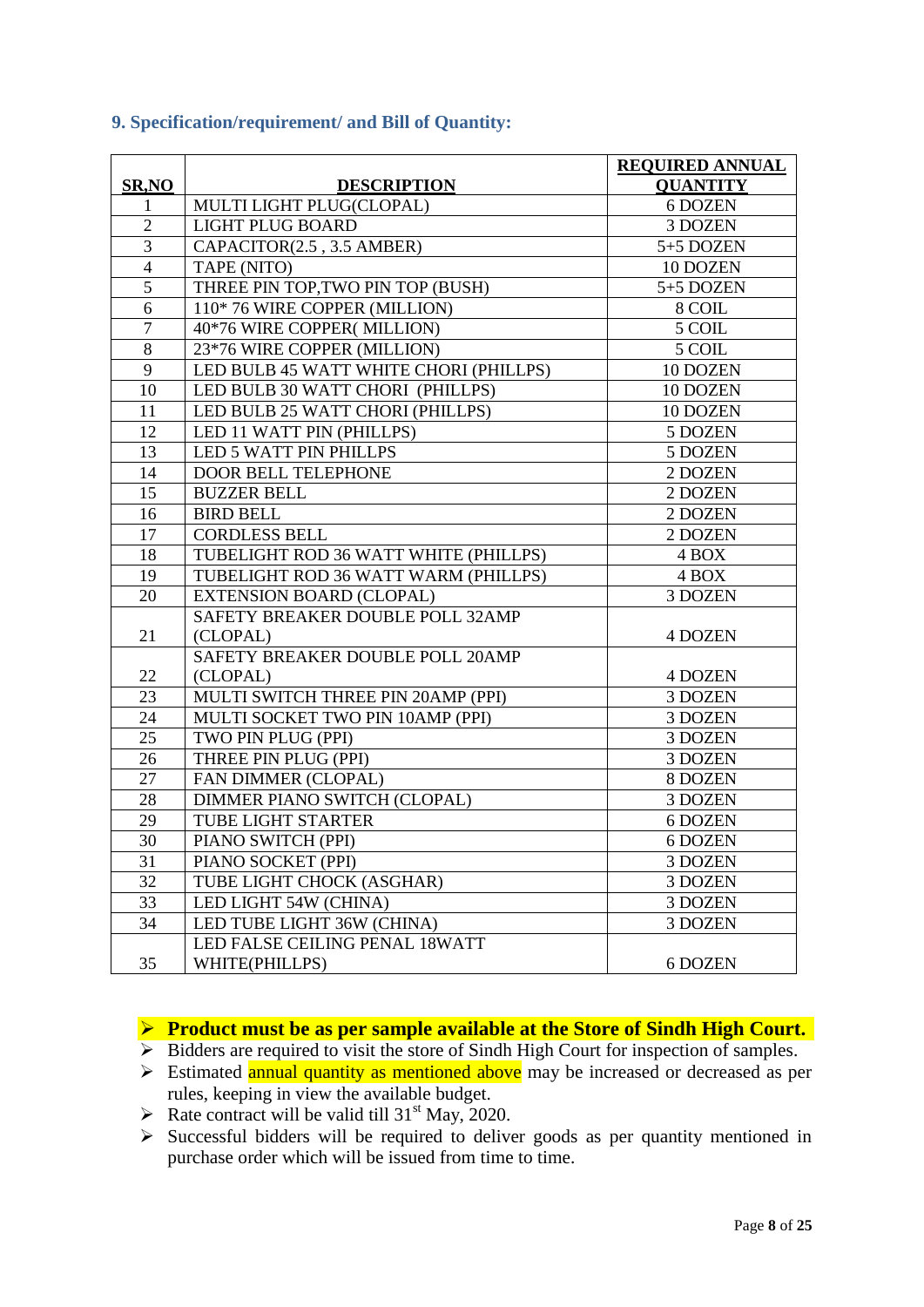### 9. Specification/requirement/ and Bill of Quantity:

| SR,NO | DESCRIPTION | REQUIRED ANNUAL QUANTITY |
|---|---|---|
| 1 | MULTI LIGHT PLUG(CLOPAL) | 6 DOZEN |
| 2 | LIGHT PLUG BOARD | 3 DOZEN |
| 3 | CAPACITOR(2.5 , 3.5 AMBER) | 5+5 DOZEN |
| 4 | TAPE (NITO) | 10 DOZEN |
| 5 | THREE PIN TOP,TWO PIN TOP (BUSH) | 5+5 DOZEN |
| 6 | 110* 76 WIRE COPPER (MILLION) | 8 COIL |
| 7 | 40*76 WIRE COPPER( MILLION) | 5 COIL |
| 8 | 23*76 WIRE COPPER (MILLION) | 5 COIL |
| 9 | LED BULB 45 WATT WHITE CHORI (PHILLPS) | 10 DOZEN |
| 10 | LED BULB 30 WATT CHORI (PHILLPS) | 10 DOZEN |
| 11 | LED BULB 25 WATT CHORI (PHILLPS) | 10 DOZEN |
| 12 | LED 11 WATT PIN (PHILLPS) | 5 DOZEN |
| 13 | LED 5 WATT PIN PHILLPS | 5 DOZEN |
| 14 | DOOR BELL TELEPHONE | 2 DOZEN |
| 15 | BUZZER BELL | 2 DOZEN |
| 16 | BIRD BELL | 2 DOZEN |
| 17 | CORDLESS BELL | 2 DOZEN |
| 18 | TUBELIGHT ROD 36 WATT WHITE (PHILLPS) | 4 BOX |
| 19 | TUBELIGHT ROD 36 WATT WARM (PHILLPS) | 4 BOX |
| 20 | EXTENSION BOARD (CLOPAL) | 3 DOZEN |
| 21 | SAFETY BREAKER DOUBLE POLL 32AMP (CLOPAL) | 4 DOZEN |
| 22 | SAFETY BREAKER DOUBLE POLL 20AMP (CLOPAL) | 4 DOZEN |
| 23 | MULTI SWITCH THREE PIN 20AMP (PPI) | 3 DOZEN |
| 24 | MULTI SOCKET TWO PIN 10AMP (PPI) | 3 DOZEN |
| 25 | TWO PIN PLUG (PPI) | 3 DOZEN |
| 26 | THREE PIN PLUG (PPI) | 3 DOZEN |
| 27 | FAN DIMMER (CLOPAL) | 8 DOZEN |
| 28 | DIMMER PIANO SWITCH (CLOPAL) | 3 DOZEN |
| 29 | TUBE LIGHT STARTER | 6 DOZEN |
| 30 | PIANO SWITCH (PPI) | 6 DOZEN |
| 31 | PIANO SOCKET (PPI) | 3 DOZEN |
| 32 | TUBE LIGHT CHOCK (ASGHAR) | 3 DOZEN |
| 33 | LED LIGHT 54W (CHINA) | 3 DOZEN |
| 34 | LED TUBE LIGHT 36W (CHINA) | 3 DOZEN |
| 35 | LED FALSE CEILING PENAL 18WATT WHITE(PHILLPS) | 6 DOZEN |

- **Product must be as per sample available at the Store of Sindh High Court.**
- Bidders are required to visit the store of Sindh High Court for inspection of samples.
- Estimated annual quantity as mentioned above may be increased or decreased as per rules, keeping in view the available budget.
- Rate contract will be valid till 31st May, 2020.
- Successful bidders will be required to deliver goods as per quantity mentioned in purchase order which will be issued from time to time.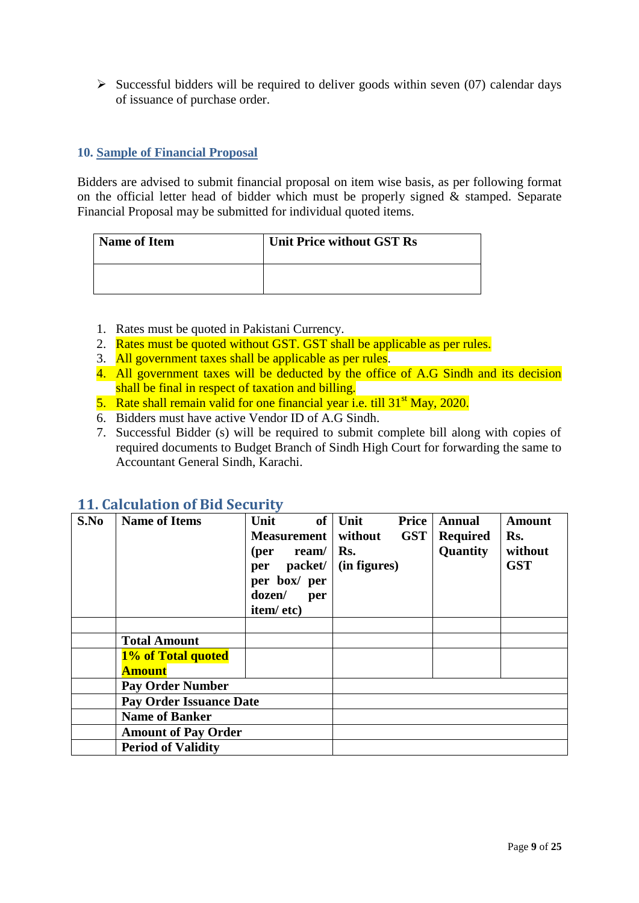- Successful bidders will be required to deliver goods within seven (07) calendar days of issuance of purchase order.

## 10. Sample of Financial Proposal

Bidders are advised to submit financial proposal on item wise basis, as per following format on the official letter head of bidder which must be properly signed & stamped. Separate Financial Proposal may be submitted for individual quoted items.

| Name of Item | Unit Price without GST Rs |
|---|---|
| | |

1. Rates must be quoted in Pakistani Currency.
2. Rates must be quoted without GST. GST shall be applicable as per rules.
3. All government taxes shall be applicable as per rules.
4. All government taxes will be deducted by the office of A.G Sindh and its decision shall be final in respect of taxation and billing.
5. Rate shall remain valid for one financial year i.e. till 31st May, 2020.
6. Bidders must have active Vendor ID of A.G Sindh.
7. Successful Bidder (s) will be required to submit complete bill along with copies of required documents to Budget Branch of Sindh High Court for forwarding the same to Accountant General Sindh, Karachi.

## 11. Calculation of Bid Security

| S.No | Name of Items | Unit of Measurement (per ream/ per packet/ per box/ per dozen/ per item/ etc) | Unit Price without GST Rs. (in figures) | Annual Required Quantity | Amount Rs. without GST |
|---|---|---|---|---|---|
| | | | | | |
| | **Total Amount** | | | | |
| | **1% of Total quoted Amount** | | | | |
| | **Pay Order Number** | | | | |
| | **Pay Order Issuance Date** | | | | |
| | **Name of Banker** | | | | |
| | **Amount of Pay Order** | | | | |
| | **Period of Validity** | | | | |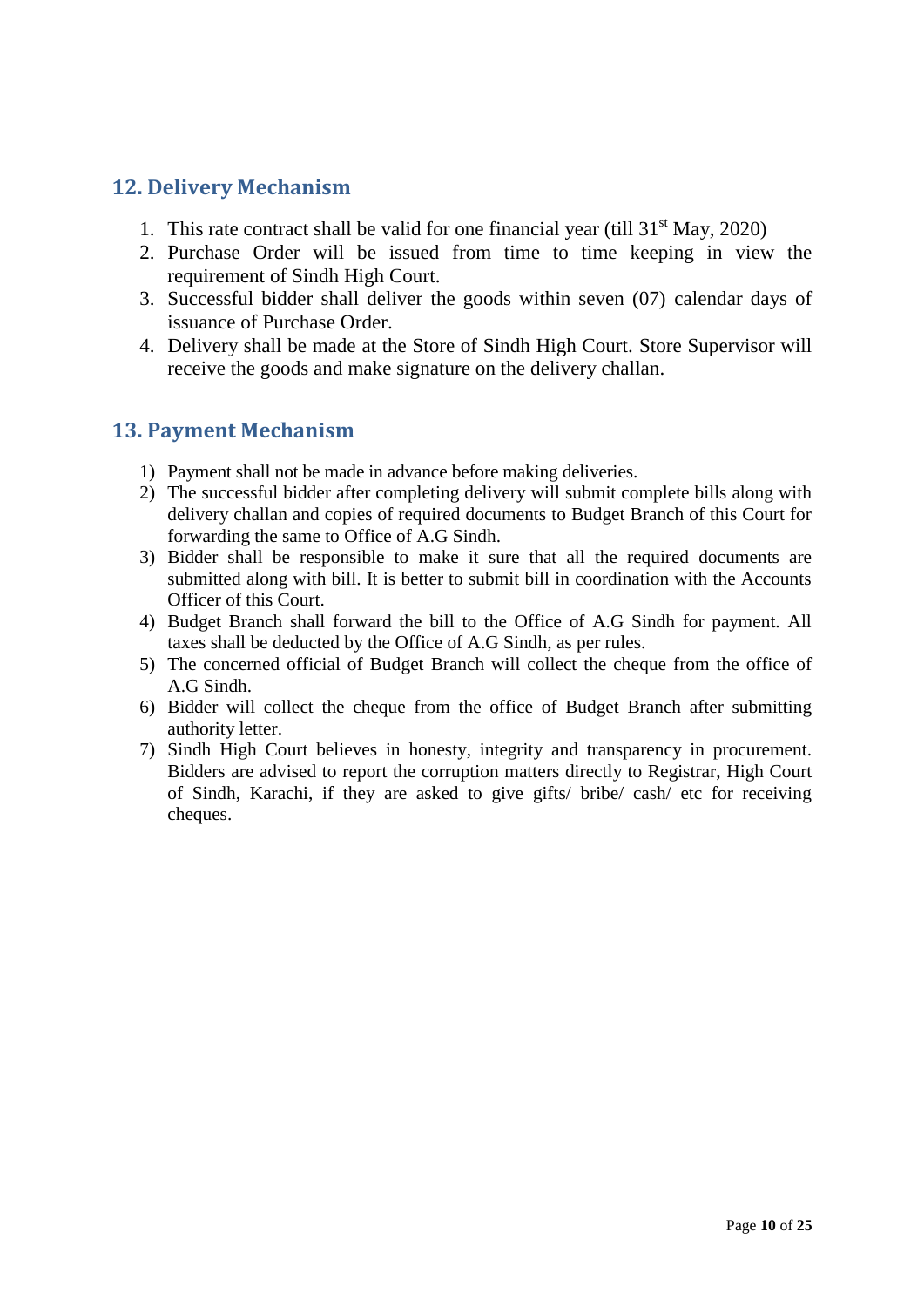## 12. Delivery Mechanism

1. This rate contract shall be valid for one financial year (till 31st May, 2020)
2. Purchase Order will be issued from time to time keeping in view the requirement of Sindh High Court.
3. Successful bidder shall deliver the goods within seven (07) calendar days of issuance of Purchase Order.
4. Delivery shall be made at the Store of Sindh High Court. Store Supervisor will receive the goods and make signature on the delivery challan.

## 13. Payment Mechanism

1) Payment shall not be made in advance before making deliveries.
2) The successful bidder after completing delivery will submit complete bills along with delivery challan and copies of required documents to Budget Branch of this Court for forwarding the same to Office of A.G Sindh.
3) Bidder shall be responsible to make it sure that all the required documents are submitted along with bill. It is better to submit bill in coordination with the Accounts Officer of this Court.
4) Budget Branch shall forward the bill to the Office of A.G Sindh for payment. All taxes shall be deducted by the Office of A.G Sindh, as per rules.
5) The concerned official of Budget Branch will collect the cheque from the office of A.G Sindh.
6) Bidder will collect the cheque from the office of Budget Branch after submitting authority letter.
7) Sindh High Court believes in honesty, integrity and transparency in procurement. Bidders are advised to report the corruption matters directly to Registrar, High Court of Sindh, Karachi, if they are asked to give gifts/ bribe/ cash/ etc for receiving cheques.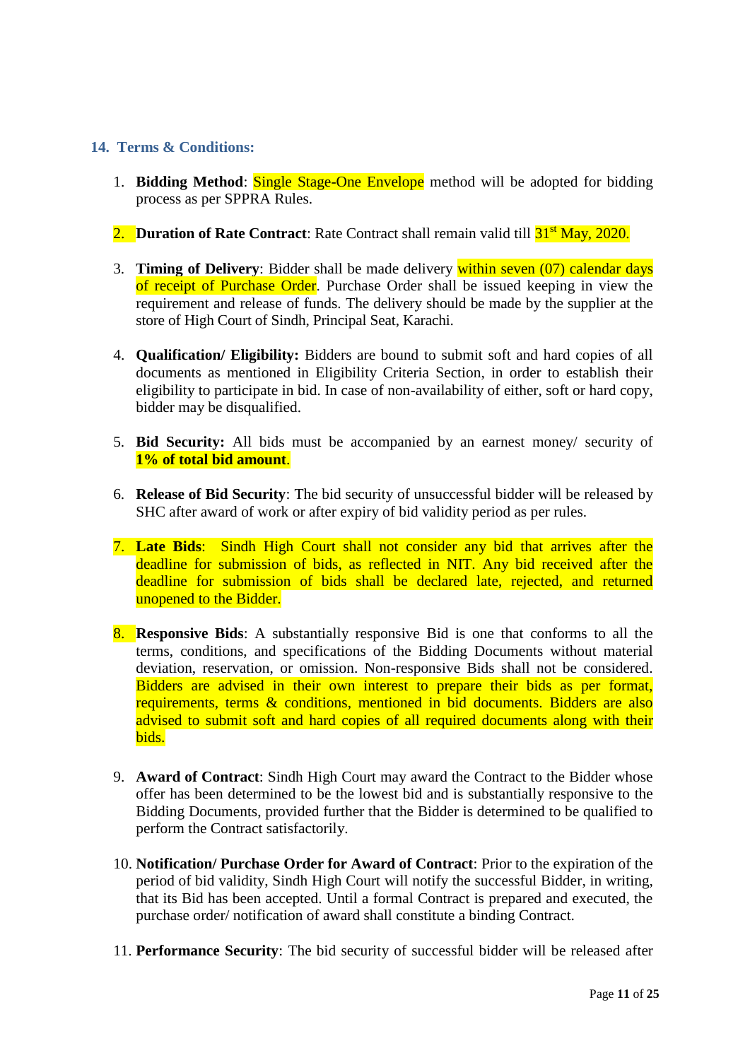## 14. Terms & Conditions:

1. **Bidding Method**: Single Stage-One Envelope method will be adopted for bidding process as per SPPRA Rules.

2. **Duration of Rate Contract**: Rate Contract shall remain valid till 31st May, 2020.

3. **Timing of Delivery**: Bidder shall be made delivery within seven (07) calendar days of receipt of Purchase Order. Purchase Order shall be issued keeping in view the requirement and release of funds. The delivery should be made by the supplier at the store of High Court of Sindh, Principal Seat, Karachi.

4. **Qualification/ Eligibility:** Bidders are bound to submit soft and hard copies of all documents as mentioned in Eligibility Criteria Section, in order to establish their eligibility to participate in bid. In case of non-availability of either, soft or hard copy, bidder may be disqualified.

5. **Bid Security:** All bids must be accompanied by an earnest money/ security of **1% of total bid amount**.

6. **Release of Bid Security**: The bid security of unsuccessful bidder will be released by SHC after award of work or after expiry of bid validity period as per rules.

7. **Late Bids**: Sindh High Court shall not consider any bid that arrives after the deadline for submission of bids, as reflected in NIT. Any bid received after the deadline for submission of bids shall be declared late, rejected, and returned unopened to the Bidder.

8. **Responsive Bids**: A substantially responsive Bid is one that conforms to all the terms, conditions, and specifications of the Bidding Documents without material deviation, reservation, or omission. Non-responsive Bids shall not be considered. Bidders are advised in their own interest to prepare their bids as per format, requirements, terms & conditions, mentioned in bid documents. Bidders are also advised to submit soft and hard copies of all required documents along with their bids.

9. **Award of Contract**: Sindh High Court may award the Contract to the Bidder whose offer has been determined to be the lowest bid and is substantially responsive to the Bidding Documents, provided further that the Bidder is determined to be qualified to perform the Contract satisfactorily.

10. **Notification/ Purchase Order for Award of Contract**: Prior to the expiration of the period of bid validity, Sindh High Court will notify the successful Bidder, in writing, that its Bid has been accepted. Until a formal Contract is prepared and executed, the purchase order/ notification of award shall constitute a binding Contract.

11. **Performance Security**: The bid security of successful bidder will be released after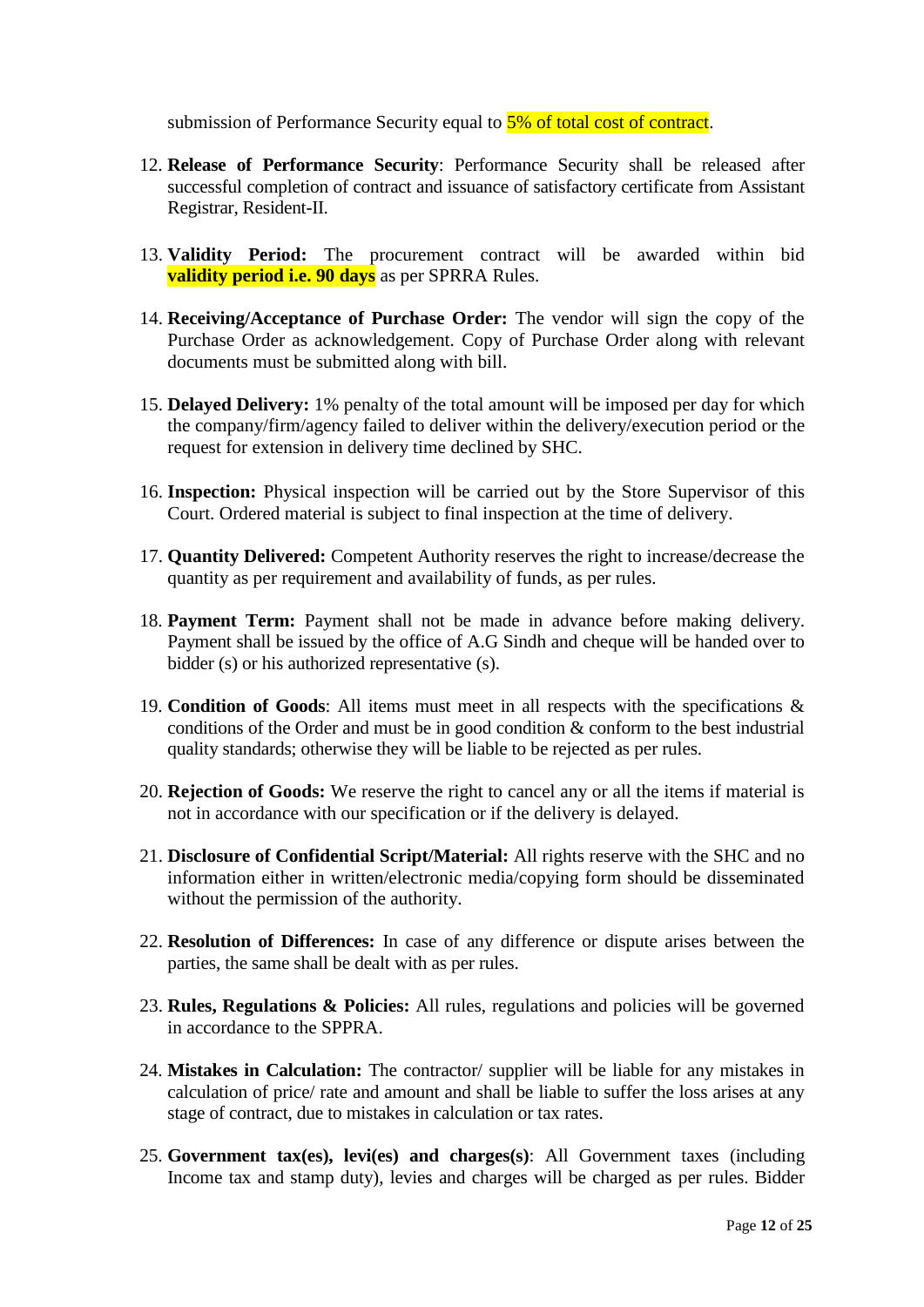submission of Performance Security equal to 5% of total cost of contract.

12. **Release of Performance Security**: Performance Security shall be released after successful completion of contract and issuance of satisfactory certificate from Assistant Registrar, Resident-II.

13. **Validity Period:** The procurement contract will be awarded within bid **validity period i.e. 90 days** as per SPRRA Rules.

14. **Receiving/Acceptance of Purchase Order:** The vendor will sign the copy of the Purchase Order as acknowledgement. Copy of Purchase Order along with relevant documents must be submitted along with bill.

15. **Delayed Delivery:** 1% penalty of the total amount will be imposed per day for which the company/firm/agency failed to deliver within the delivery/execution period or the request for extension in delivery time declined by SHC.

16. **Inspection:** Physical inspection will be carried out by the Store Supervisor of this Court. Ordered material is subject to final inspection at the time of delivery.

17. **Quantity Delivered:** Competent Authority reserves the right to increase/decrease the quantity as per requirement and availability of funds, as per rules.

18. **Payment Term:** Payment shall not be made in advance before making delivery. Payment shall be issued by the office of A.G Sindh and cheque will be handed over to bidder (s) or his authorized representative (s).

19. **Condition of Goods**: All items must meet in all respects with the specifications & conditions of the Order and must be in good condition & conform to the best industrial quality standards; otherwise they will be liable to be rejected as per rules.

20. **Rejection of Goods:** We reserve the right to cancel any or all the items if material is not in accordance with our specification or if the delivery is delayed.

21. **Disclosure of Confidential Script/Material:** All rights reserve with the SHC and no information either in written/electronic media/copying form should be disseminated without the permission of the authority.

22. **Resolution of Differences:** In case of any difference or dispute arises between the parties, the same shall be dealt with as per rules.

23. **Rules, Regulations & Policies:** All rules, regulations and policies will be governed in accordance to the SPPRA.

24. **Mistakes in Calculation:** The contractor/ supplier will be liable for any mistakes in calculation of price/ rate and amount and shall be liable to suffer the loss arises at any stage of contract, due to mistakes in calculation or tax rates.

25. **Government tax(es), levi(es) and charges(s)**: All Government taxes (including Income tax and stamp duty), levies and charges will be charged as per rules. Bidder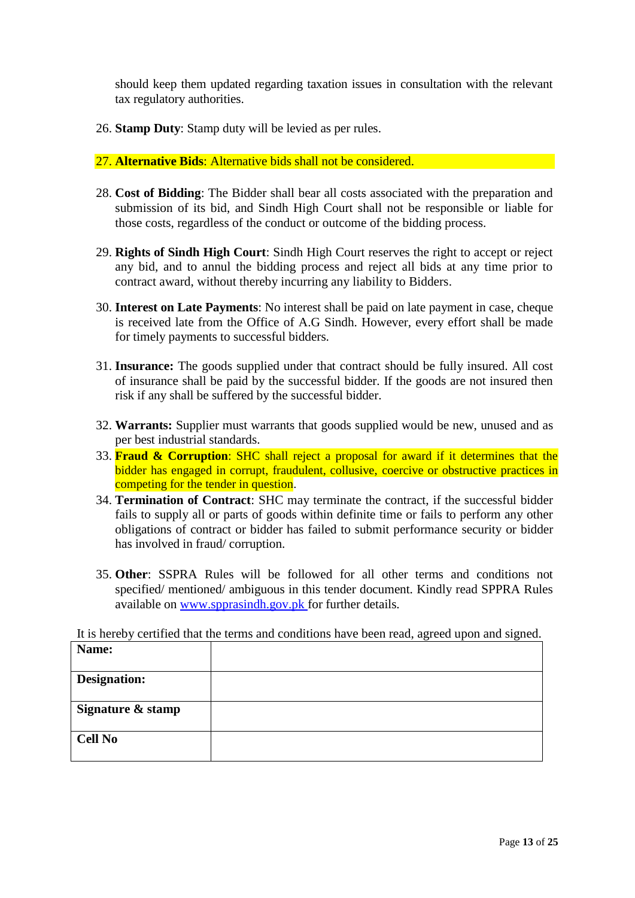should keep them updated regarding taxation issues in consultation with the relevant tax regulatory authorities.

26. **Stamp Duty**: Stamp duty will be levied as per rules.

27. **Alternative Bids**: Alternative bids shall not be considered.

28. **Cost of Bidding**: The Bidder shall bear all costs associated with the preparation and submission of its bid, and Sindh High Court shall not be responsible or liable for those costs, regardless of the conduct or outcome of the bidding process.

29. **Rights of Sindh High Court**: Sindh High Court reserves the right to accept or reject any bid, and to annul the bidding process and reject all bids at any time prior to contract award, without thereby incurring any liability to Bidders.

30. **Interest on Late Payments**: No interest shall be paid on late payment in case, cheque is received late from the Office of A.G Sindh. However, every effort shall be made for timely payments to successful bidders.

31. **Insurance:** The goods supplied under that contract should be fully insured. All cost of insurance shall be paid by the successful bidder. If the goods are not insured then risk if any shall be suffered by the successful bidder.

32. **Warrants:** Supplier must warrants that goods supplied would be new, unused and as per best industrial standards.
33. **Fraud & Corruption**: SHC shall reject a proposal for award if it determines that the bidder has engaged in corrupt, fraudulent, collusive, coercive or obstructive practices in competing for the tender in question.
34. **Termination of Contract**: SHC may terminate the contract, if the successful bidder fails to supply all or parts of goods within definite time or fails to perform any other obligations of contract or bidder has failed to submit performance security or bidder has involved in fraud/ corruption.

35. **Other**: SSPRA Rules will be followed for all other terms and conditions not specified/ mentioned/ ambiguous in this tender document. Kindly read SPPRA Rules available on www.spprasindh.gov.pk for further details.

It is hereby certified that the terms and conditions have been read, agreed upon and signed.

| **Name:** | |
|---|---|
| **Designation:** | |
| **Signature & stamp** | |
| **Cell No** | |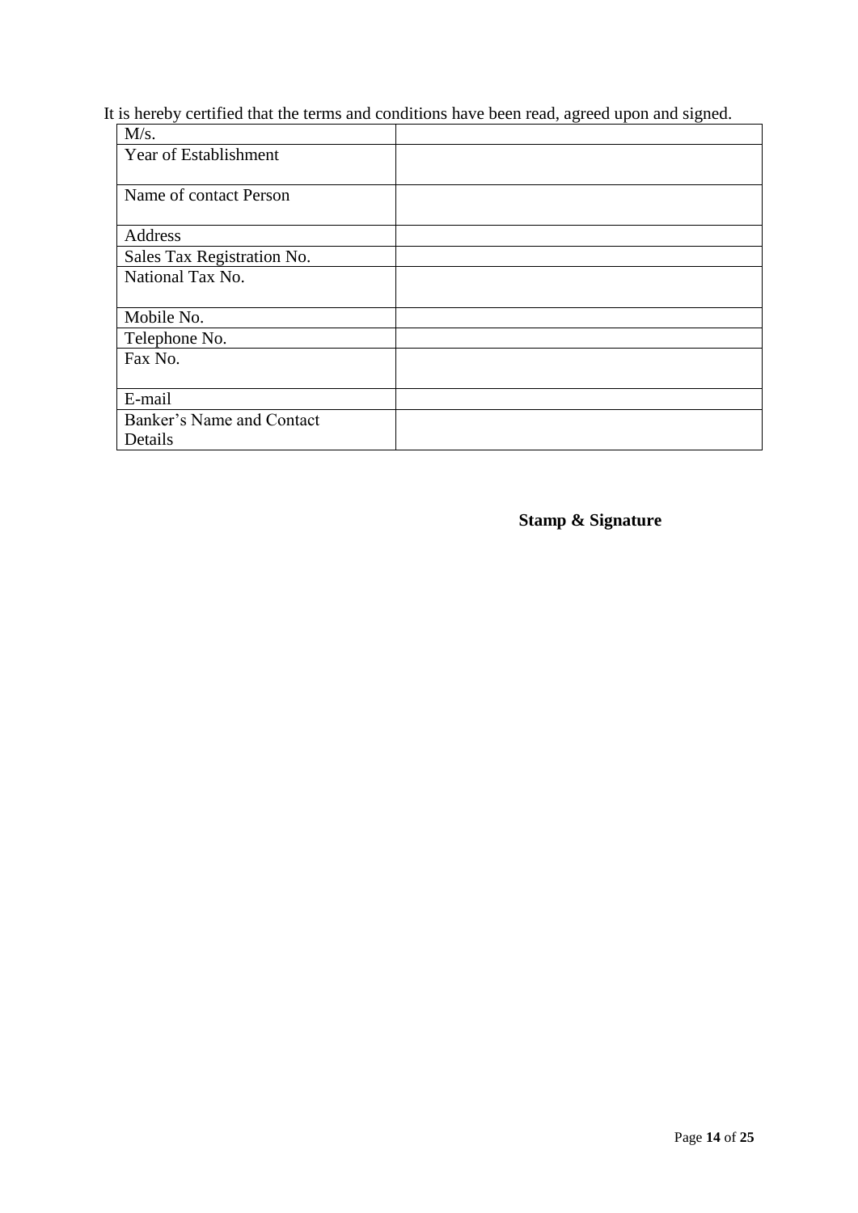It is hereby certified that the terms and conditions have been read, agreed upon and signed.

| M/s. | |
|---|---|
| Year of Establishment | |
| Name of contact Person | |
| Address | |
| Sales Tax Registration No. | |
| National Tax No. | |
| Mobile No. | |
| Telephone No. | |
| Fax No. | |
| E-mail | |
| Banker's Name and Contact Details | |

**Stamp & Signature**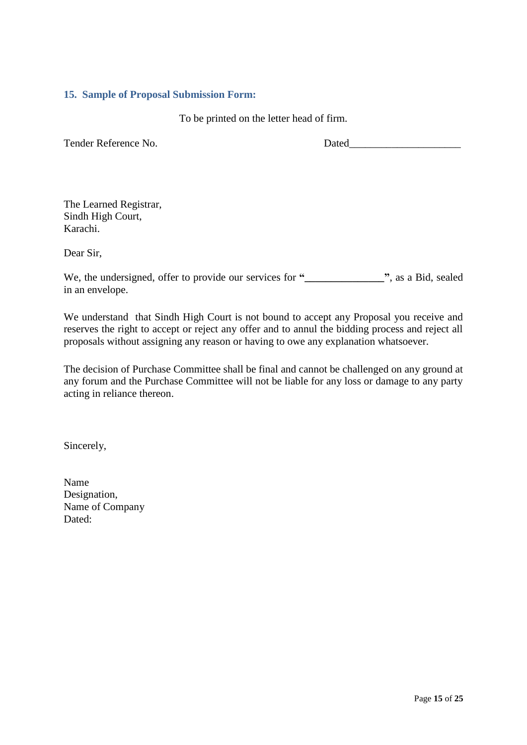## 15. Sample of Proposal Submission Form:

To be printed on the letter head of firm.

Tender Reference No. Dated____________________

The Learned Registrar,
Sindh High Court,
Karachi.

Dear Sir,

We, the undersigned, offer to provide our services for "**______________**", as a Bid, sealed in an envelope.

We understand that Sindh High Court is not bound to accept any Proposal you receive and reserves the right to accept or reject any offer and to annul the bidding process and reject all proposals without assigning any reason or having to owe any explanation whatsoever.

The decision of Purchase Committee shall be final and cannot be challenged on any ground at any forum and the Purchase Committee will not be liable for any loss or damage to any party acting in reliance thereon.

Sincerely,

Name
Designation,
Name of Company
Dated: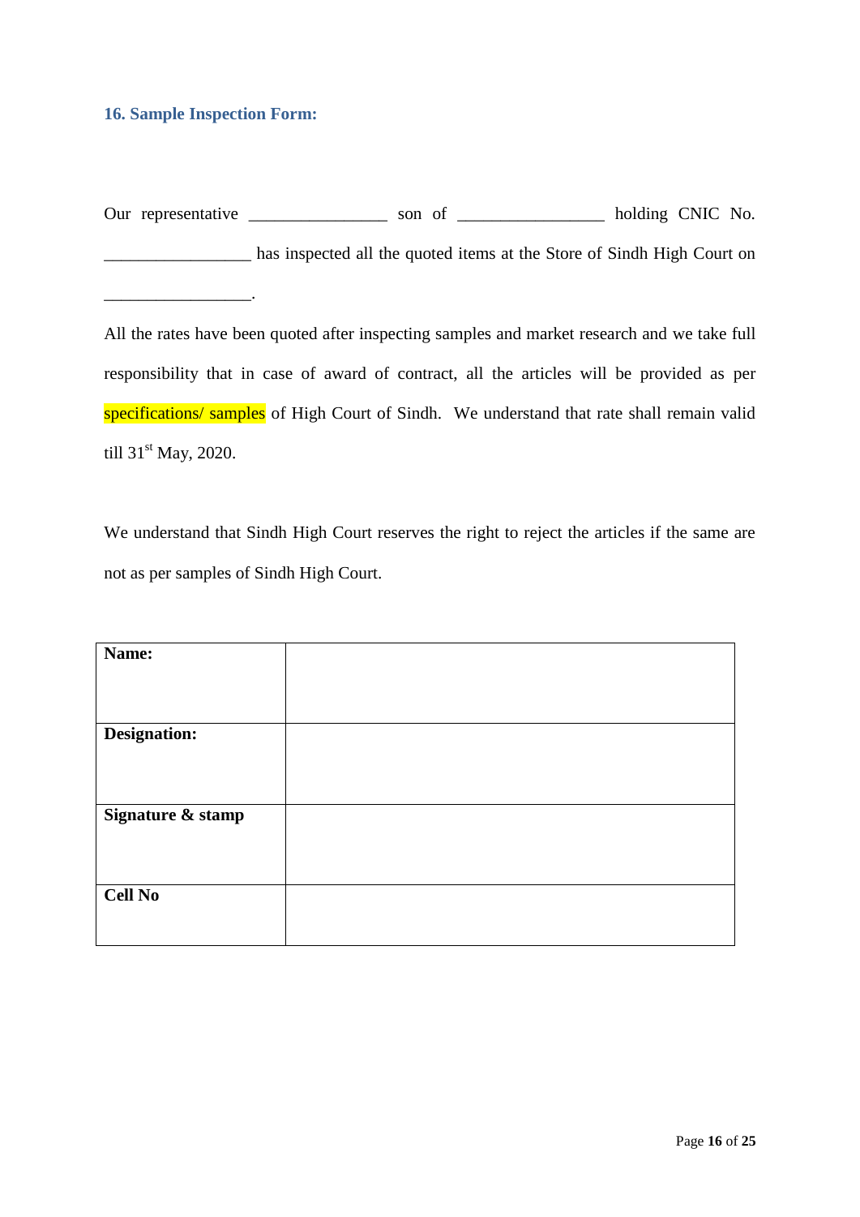## 16. Sample Inspection Form:

Our representative ________________ son of _________________ holding CNIC No. _________________ has inspected all the quoted items at the Store of Sindh High Court on _________________.

All the rates have been quoted after inspecting samples and market research and we take full responsibility that in case of award of contract, all the articles will be provided as per specifications/ samples of High Court of Sindh. We understand that rate shall remain valid till 31st May, 2020.

We understand that Sindh High Court reserves the right to reject the articles if the same are not as per samples of Sindh High Court.

| **Name:** | |
|---|---|
| **Designation:** | |
| **Signature & stamp** | |
| **Cell No** | |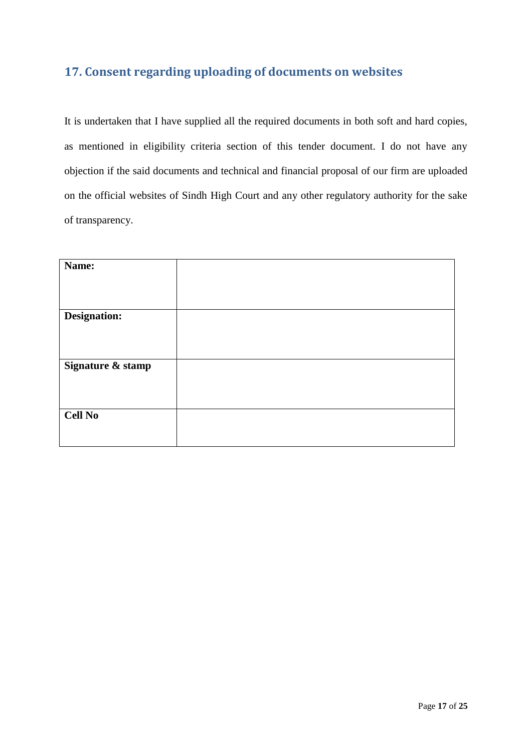## 17. Consent regarding uploading of documents on websites

It is undertaken that I have supplied all the required documents in both soft and hard copies, as mentioned in eligibility criteria section of this tender document. I do not have any objection if the said documents and technical and financial proposal of our firm are uploaded on the official websites of Sindh High Court and any other regulatory authority for the sake of transparency.

| **Name:** | |
|---|---|
| **Designation:** | |
| **Signature & stamp** | |
| **Cell No** | |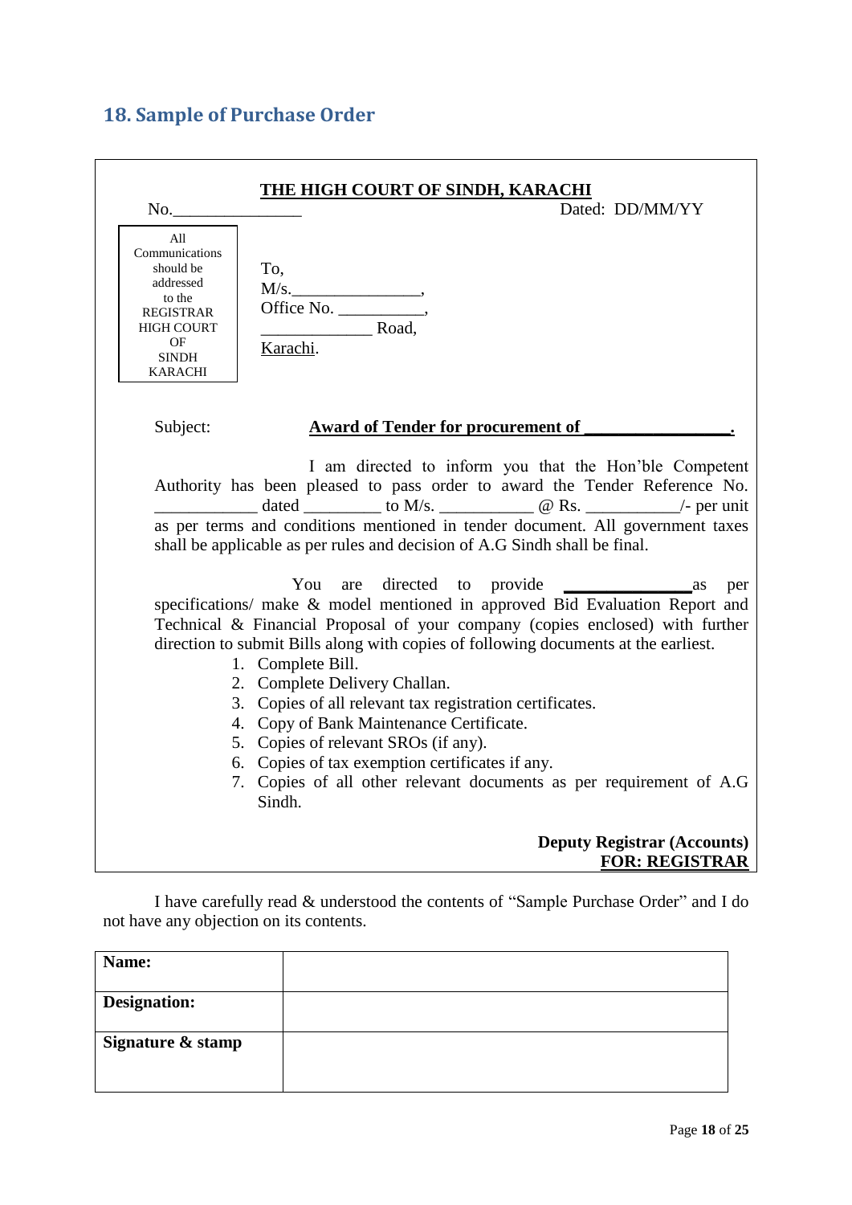## 18. Sample of Purchase Order

**THE HIGH COURT OF SINDH, KARACHI**

No.\_\_\_\_\_\_\_\_\_\_\_\_\_\_\_ Dated: DD/MM/YY

| All Communications should be addressed to the REGISTRAR HIGH COURT OF SINDH KARACHI |
|---|

To,
M/s.\_\_\_\_\_\_\_\_\_\_\_\_\_\_\_,
Office No. \_\_\_\_\_\_\_\_\_\_,
\_\_\_\_\_\_\_\_\_\_\_\_\_ Road,
Karachi.

Subject: **Award of Tender for procurement of \_\_\_\_\_\_\_\_\_\_\_\_\_\_\_\_.**

I am directed to inform you that the Hon'ble Competent Authority has been pleased to pass order to award the Tender Reference No. \_\_\_\_\_\_\_\_\_\_\_\_ dated \_\_\_\_\_\_\_\_\_ to M/s. \_\_\_\_\_\_\_\_\_\_\_ @ Rs. \_\_\_\_\_\_\_\_\_\_\_/- per unit as per terms and conditions mentioned in tender document. All government taxes shall be applicable as per rules and decision of A.G Sindh shall be final.

You are directed to provide \_\_\_\_\_\_\_\_\_\_\_\_\_\_ as per specifications/ make & model mentioned in approved Bid Evaluation Report and Technical & Financial Proposal of your company (copies enclosed) with further direction to submit Bills along with copies of following documents at the earliest.

1. Complete Bill.
2. Complete Delivery Challan.
3. Copies of all relevant tax registration certificates.
4. Copy of Bank Maintenance Certificate.
5. Copies of relevant SROs (if any).
6. Copies of tax exemption certificates if any.
7. Copies of all other relevant documents as per requirement of A.G Sindh.

**Deputy Registrar (Accounts)**
**FOR: REGISTRAR**

I have carefully read & understood the contents of "Sample Purchase Order" and I do not have any objection on its contents.

| **Name:** | |
|---|---|
| **Designation:** | |
| **Signature & stamp** | |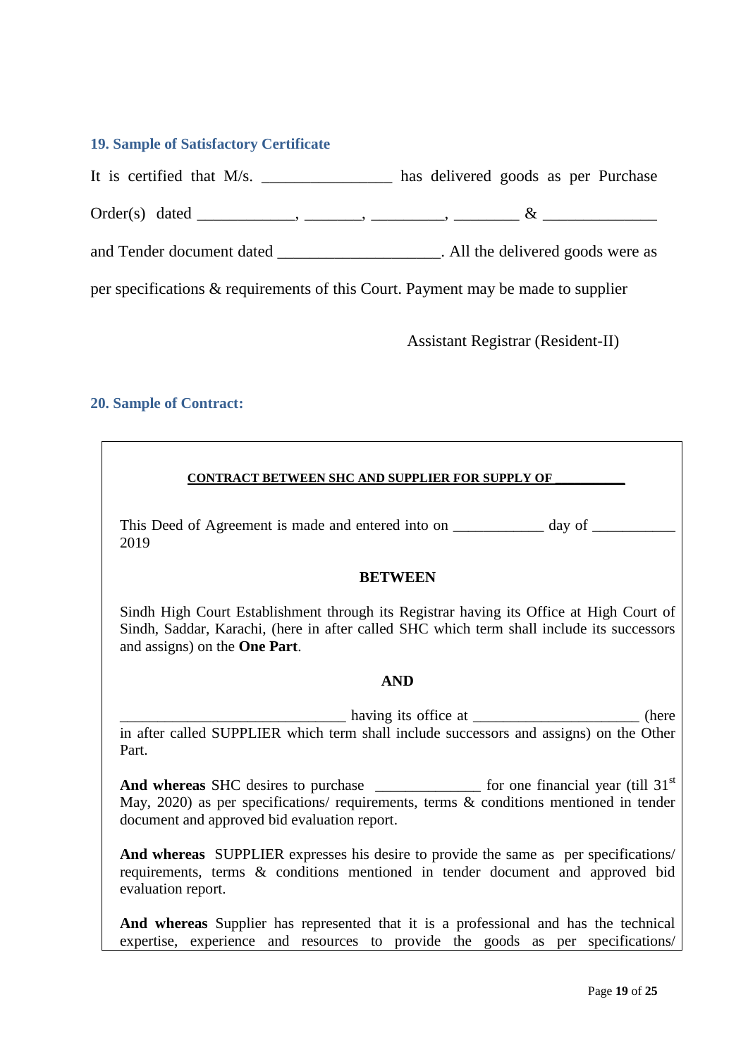## 19. Sample of Satisfactory Certificate

It is certified that M/s. ________________ has delivered goods as per Purchase Order(s) dated _____________, ________, __________, _________ & _______________ and Tender document dated _____________________. All the delivered goods were as per specifications & requirements of this Court. Payment may be made to supplier

Assistant Registrar (Resident-II)

## 20. Sample of Contract:

**CONTRACT BETWEEN SHC AND SUPPLIER FOR SUPPLY OF ___________**

This Deed of Agreement is made and entered into on ____________ day of ___________ 2019

**BETWEEN**

Sindh High Court Establishment through its Registrar having its Office at High Court of Sindh, Saddar, Karachi, (here in after called SHC which term shall include its successors and assigns) on the **One Part**.

**AND**

________________________________ having its office at ______________________ (here in after called SUPPLIER which term shall include successors and assigns) on the Other Part.

**And whereas** SHC desires to purchase ______________ for one financial year (till 31st May, 2020) as per specifications/ requirements, terms & conditions mentioned in tender document and approved bid evaluation report.

**And whereas** SUPPLIER expresses his desire to provide the same as per specifications/ requirements, terms & conditions mentioned in tender document and approved bid evaluation report.

**And whereas** Supplier has represented that it is a professional and has the technical expertise, experience and resources to provide the goods as per specifications/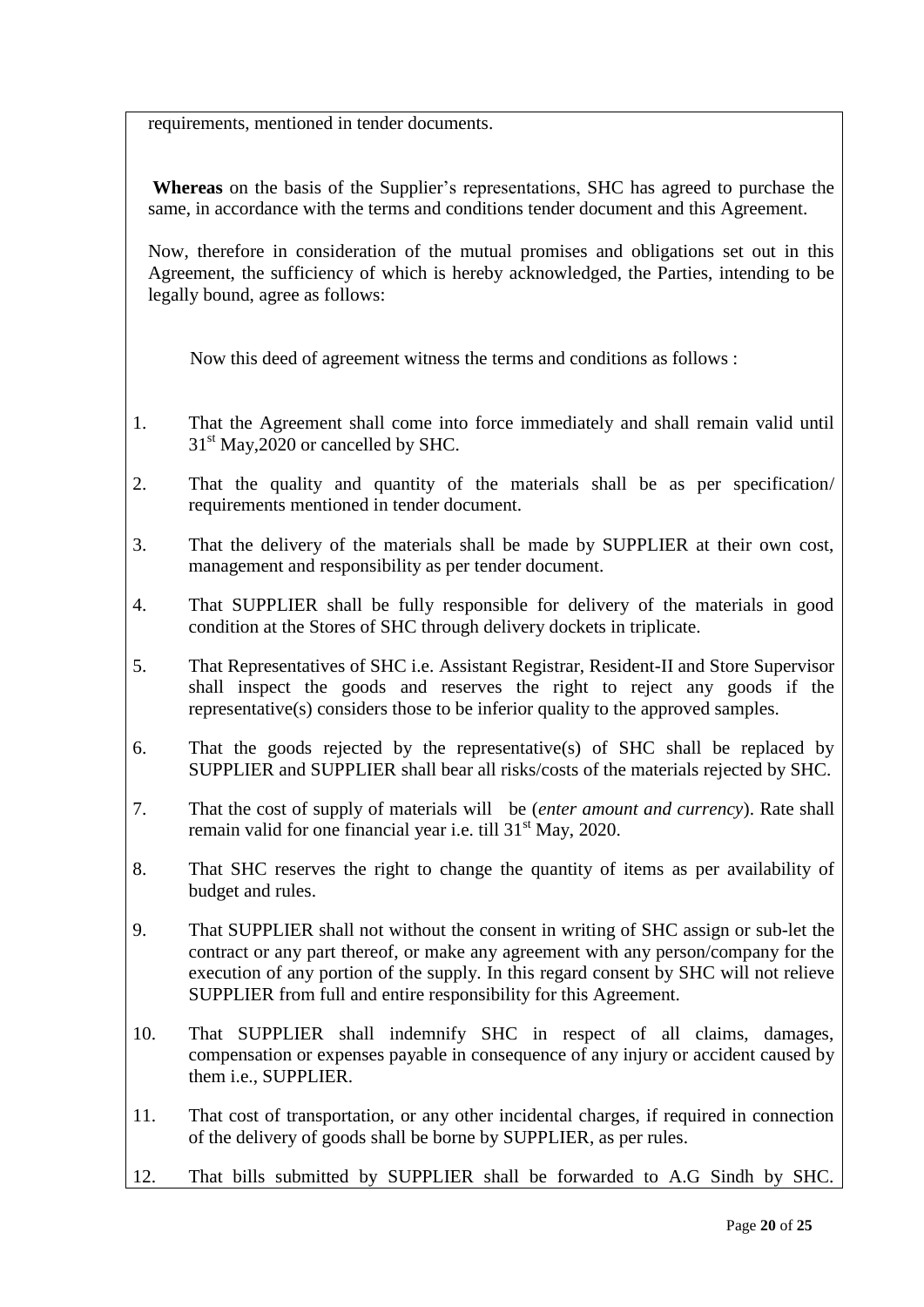requirements, mentioned in tender documents.

**Whereas** on the basis of the Supplier's representations, SHC has agreed to purchase the same, in accordance with the terms and conditions tender document and this Agreement.

Now, therefore in consideration of the mutual promises and obligations set out in this Agreement, the sufficiency of which is hereby acknowledged, the Parties, intending to be legally bound, agree as follows:

Now this deed of agreement witness the terms and conditions as follows :

1. That the Agreement shall come into force immediately and shall remain valid until 31st May,2020 or cancelled by SHC.

2. That the quality and quantity of the materials shall be as per specification/ requirements mentioned in tender document.

3. That the delivery of the materials shall be made by SUPPLIER at their own cost, management and responsibility as per tender document.

4. That SUPPLIER shall be fully responsible for delivery of the materials in good condition at the Stores of SHC through delivery dockets in triplicate.

5. That Representatives of SHC i.e. Assistant Registrar, Resident-II and Store Supervisor shall inspect the goods and reserves the right to reject any goods if the representative(s) considers those to be inferior quality to the approved samples.

6. That the goods rejected by the representative(s) of SHC shall be replaced by SUPPLIER and SUPPLIER shall bear all risks/costs of the materials rejected by SHC.

7. That the cost of supply of materials will be (*enter amount and currency*). Rate shall remain valid for one financial year i.e. till 31st May, 2020.

8. That SHC reserves the right to change the quantity of items as per availability of budget and rules.

9. That SUPPLIER shall not without the consent in writing of SHC assign or sub-let the contract or any part thereof, or make any agreement with any person/company for the execution of any portion of the supply. In this regard consent by SHC will not relieve SUPPLIER from full and entire responsibility for this Agreement.

10. That SUPPLIER shall indemnify SHC in respect of all claims, damages, compensation or expenses payable in consequence of any injury or accident caused by them i.e., SUPPLIER.

11. That cost of transportation, or any other incidental charges, if required in connection of the delivery of goods shall be borne by SUPPLIER, as per rules.

12. That bills submitted by SUPPLIER shall be forwarded to A.G Sindh by SHC.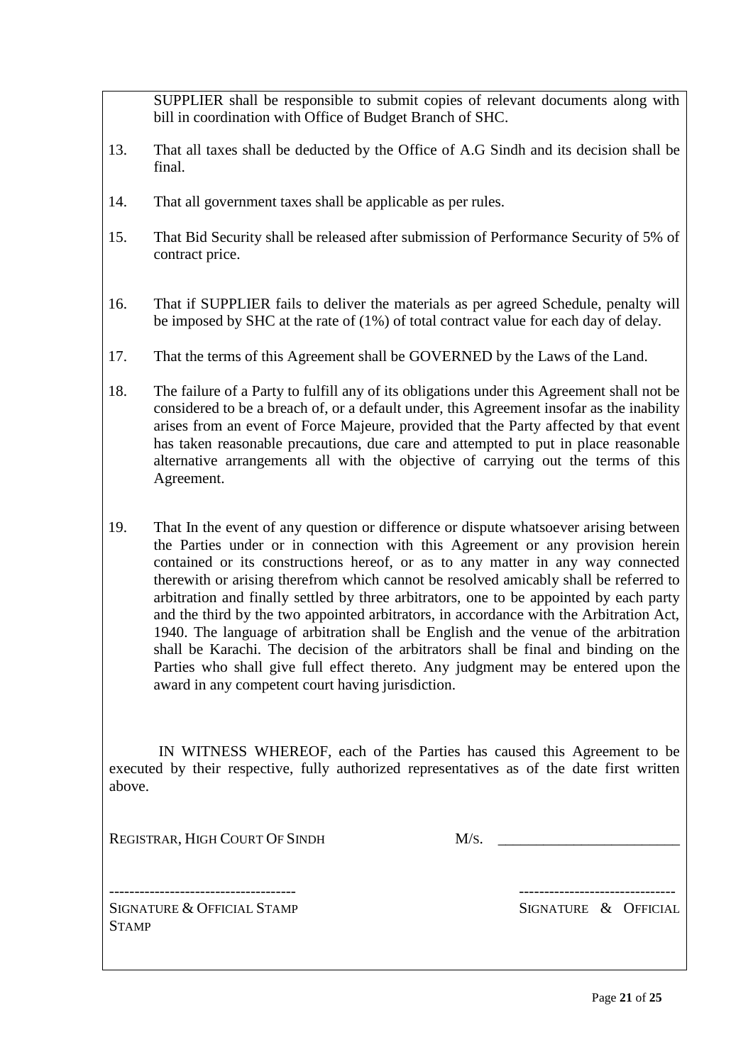SUPPLIER shall be responsible to submit copies of relevant documents along with bill in coordination with Office of Budget Branch of SHC.

13. That all taxes shall be deducted by the Office of A.G Sindh and its decision shall be final.

14. That all government taxes shall be applicable as per rules.

15. That Bid Security shall be released after submission of Performance Security of 5% of contract price.

16. That if SUPPLIER fails to deliver the materials as per agreed Schedule, penalty will be imposed by SHC at the rate of (1%) of total contract value for each day of delay.

17. That the terms of this Agreement shall be GOVERNED by the Laws of the Land.

18. The failure of a Party to fulfill any of its obligations under this Agreement shall not be considered to be a breach of, or a default under, this Agreement insofar as the inability arises from an event of Force Majeure, provided that the Party affected by that event has taken reasonable precautions, due care and attempted to put in place reasonable alternative arrangements all with the objective of carrying out the terms of this Agreement.

19. That In the event of any question or difference or dispute whatsoever arising between the Parties under or in connection with this Agreement or any provision herein contained or its constructions hereof, or as to any matter in any way connected therewith or arising therefrom which cannot be resolved amicably shall be referred to arbitration and finally settled by three arbitrators, one to be appointed by each party and the third by the two appointed arbitrators, in accordance with the Arbitration Act, 1940. The language of arbitration shall be English and the venue of the arbitration shall be Karachi. The decision of the arbitrators shall be final and binding on the Parties who shall give full effect thereto. Any judgment may be entered upon the award in any competent court having jurisdiction.

IN WITNESS WHEREOF, each of the Parties has caused this Agreement to be executed by their respective, fully authorized representatives as of the date first written above.

REGISTRAR, HIGH COURT OF SINDH &nbsp;&nbsp;&nbsp;&nbsp;&nbsp;&nbsp;&nbsp;&nbsp; M/S. ________________________

------------------------------------ &nbsp;&nbsp;&nbsp;&nbsp;&nbsp;&nbsp;&nbsp;&nbsp; -------------------------------

SIGNATURE & OFFICIAL STAMP &nbsp;&nbsp;&nbsp;&nbsp;&nbsp;&nbsp;&nbsp;&nbsp; SIGNATURE & OFFICIAL STAMP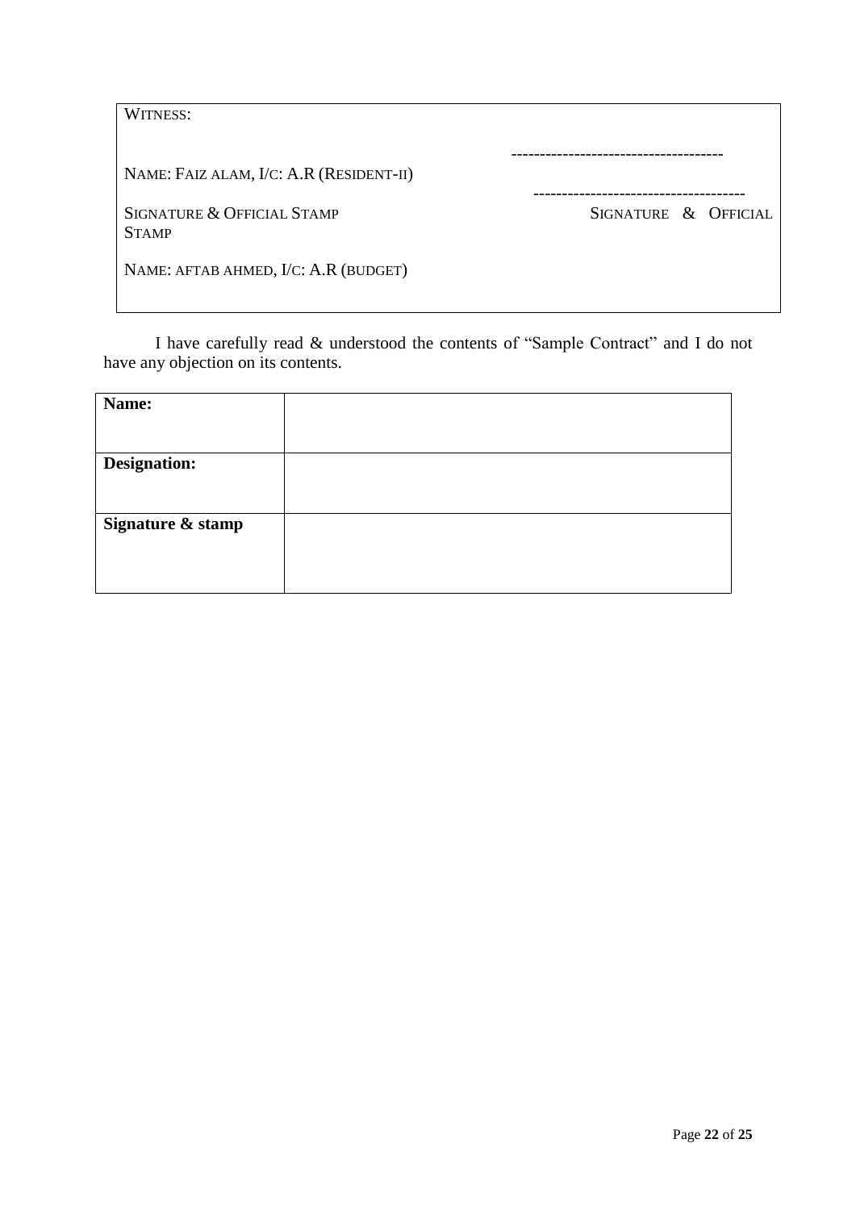WITNESS:

NAME: FAIZ ALAM, I/C: A.R (RESIDENT-II)

SIGNATURE & OFFICIAL STAMP

NAME: AFTAB AHMED, I/C: A.R (BUDGET)

------------------------------------

------------------------------------

SIGNATURE & OFFICIAL STAMP

I have carefully read & understood the contents of "Sample Contract" and I do not have any objection on its contents.

| **Name:** | |
|---|---|
| **Designation:** | |
| **Signature & stamp** | |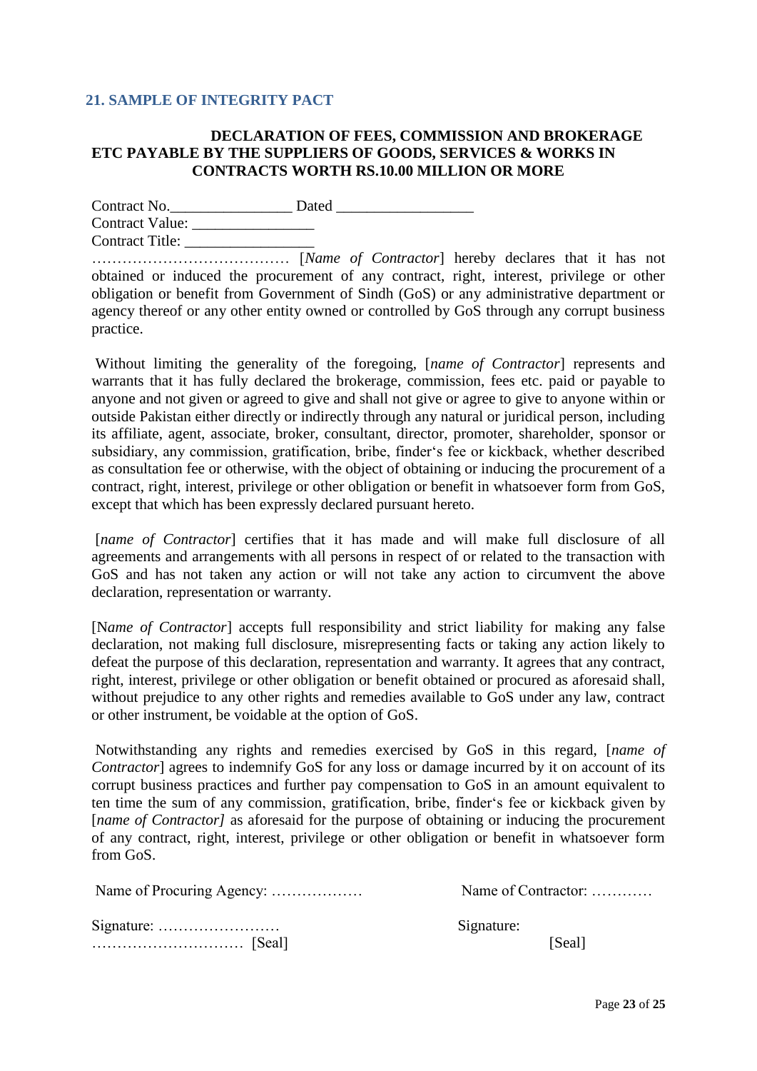## 21. SAMPLE OF INTEGRITY PACT

**DECLARATION OF FEES, COMMISSION AND BROKERAGE ETC PAYABLE BY THE SUPPLIERS OF GOODS, SERVICES & WORKS IN CONTRACTS WORTH RS.10.00 MILLION OR MORE**

Contract No.________________ Dated __________________
Contract Value: ________________
Contract Title: _________________

………………………………… [*Name of Contractor*] hereby declares that it has not obtained or induced the procurement of any contract, right, interest, privilege or other obligation or benefit from Government of Sindh (GoS) or any administrative department or agency thereof or any other entity owned or controlled by GoS through any corrupt business practice.

Without limiting the generality of the foregoing, [*name of Contractor*] represents and warrants that it has fully declared the brokerage, commission, fees etc. paid or payable to anyone and not given or agreed to give and shall not give or agree to give to anyone within or outside Pakistan either directly or indirectly through any natural or juridical person, including its affiliate, agent, associate, broker, consultant, director, promoter, shareholder, sponsor or subsidiary, any commission, gratification, bribe, finder's fee or kickback, whether described as consultation fee or otherwise, with the object of obtaining or inducing the procurement of a contract, right, interest, privilege or other obligation or benefit in whatsoever form from GoS, except that which has been expressly declared pursuant hereto.

[*name of Contractor*] certifies that it has made and will make full disclosure of all agreements and arrangements with all persons in respect of or related to the transaction with GoS and has not taken any action or will not take any action to circumvent the above declaration, representation or warranty.

[N*ame of Contractor*] accepts full responsibility and strict liability for making any false declaration, not making full disclosure, misrepresenting facts or taking any action likely to defeat the purpose of this declaration, representation and warranty. It agrees that any contract, right, interest, privilege or other obligation or benefit obtained or procured as aforesaid shall, without prejudice to any other rights and remedies available to GoS under any law, contract or other instrument, be voidable at the option of GoS.

Notwithstanding any rights and remedies exercised by GoS in this regard, [*name of Contractor*] agrees to indemnify GoS for any loss or damage incurred by it on account of its corrupt business practices and further pay compensation to GoS in an amount equivalent to ten time the sum of any commission, gratification, bribe, finder's fee or kickback given by [*name of Contractor]* as aforesaid for the purpose of obtaining or inducing the procurement of any contract, right, interest, privilege or other obligation or benefit in whatsoever form from GoS.

| | |
|---|---|
| Name of Procuring Agency: ……………… | Name of Contractor: ………… |
| Signature: …………………… | Signature: |
| ………………………… [Seal] | [Seal] |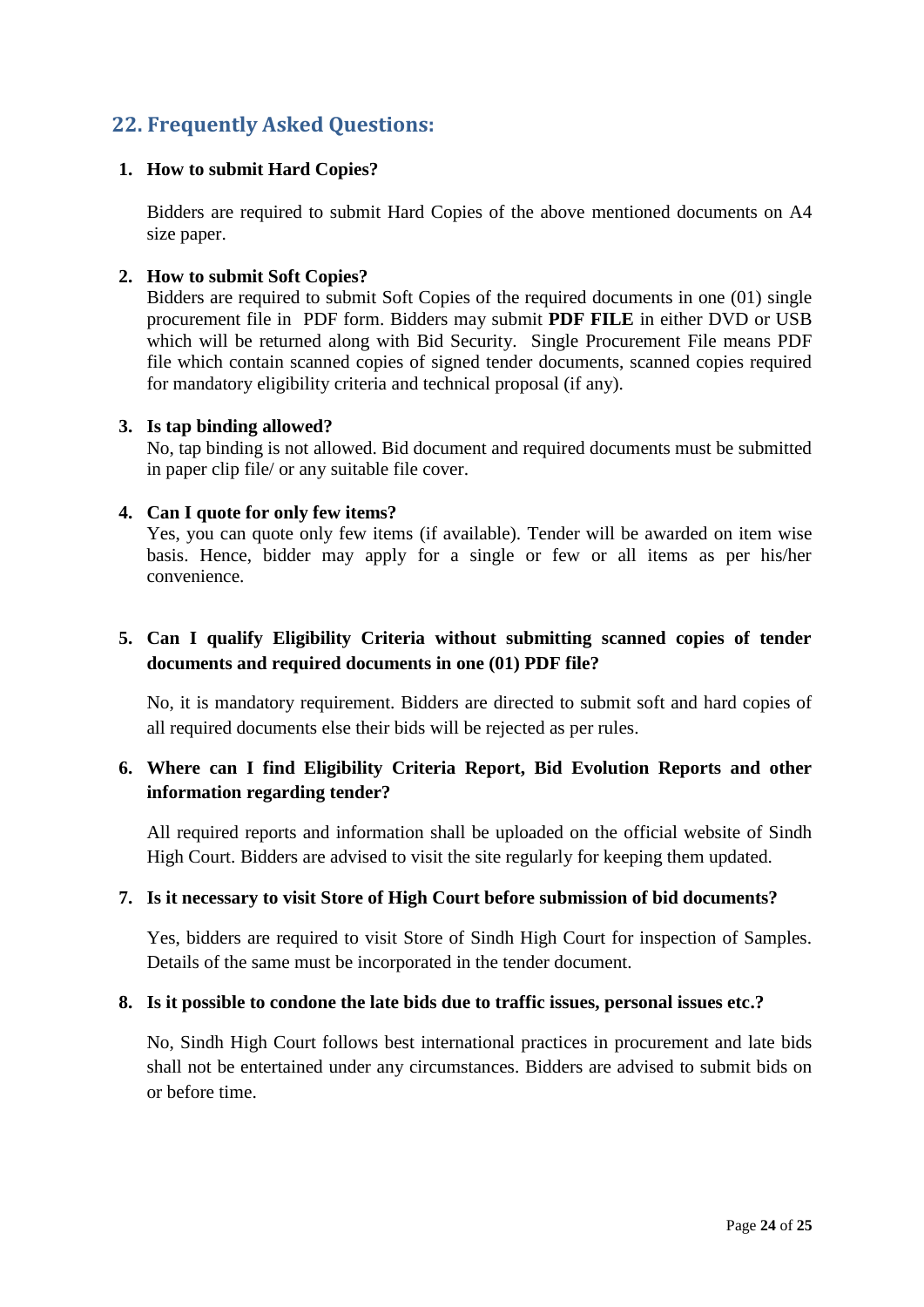## 22. Frequently Asked Questions:

1. **How to submit Hard Copies?**

   Bidders are required to submit Hard Copies of the above mentioned documents on A4 size paper.

2. **How to submit Soft Copies?**
   Bidders are required to submit Soft Copies of the required documents in one (01) single procurement file in PDF form. Bidders may submit **PDF FILE** in either DVD or USB which will be returned along with Bid Security. Single Procurement File means PDF file which contain scanned copies of signed tender documents, scanned copies required for mandatory eligibility criteria and technical proposal (if any).

3. **Is tap binding allowed?**
   No, tap binding is not allowed. Bid document and required documents must be submitted in paper clip file/ or any suitable file cover.

4. **Can I quote for only few items?**
   Yes, you can quote only few items (if available). Tender will be awarded on item wise basis. Hence, bidder may apply for a single or few or all items as per his/her convenience.

5. **Can I qualify Eligibility Criteria without submitting scanned copies of tender documents and required documents in one (01) PDF file?**

   No, it is mandatory requirement. Bidders are directed to submit soft and hard copies of all required documents else their bids will be rejected as per rules.

6. **Where can I find Eligibility Criteria Report, Bid Evolution Reports and other information regarding tender?**

   All required reports and information shall be uploaded on the official website of Sindh High Court. Bidders are advised to visit the site regularly for keeping them updated.

7. **Is it necessary to visit Store of High Court before submission of bid documents?**

   Yes, bidders are required to visit Store of Sindh High Court for inspection of Samples. Details of the same must be incorporated in the tender document.

8. **Is it possible to condone the late bids due to traffic issues, personal issues etc.?**

   No, Sindh High Court follows best international practices in procurement and late bids shall not be entertained under any circumstances. Bidders are advised to submit bids on or before time.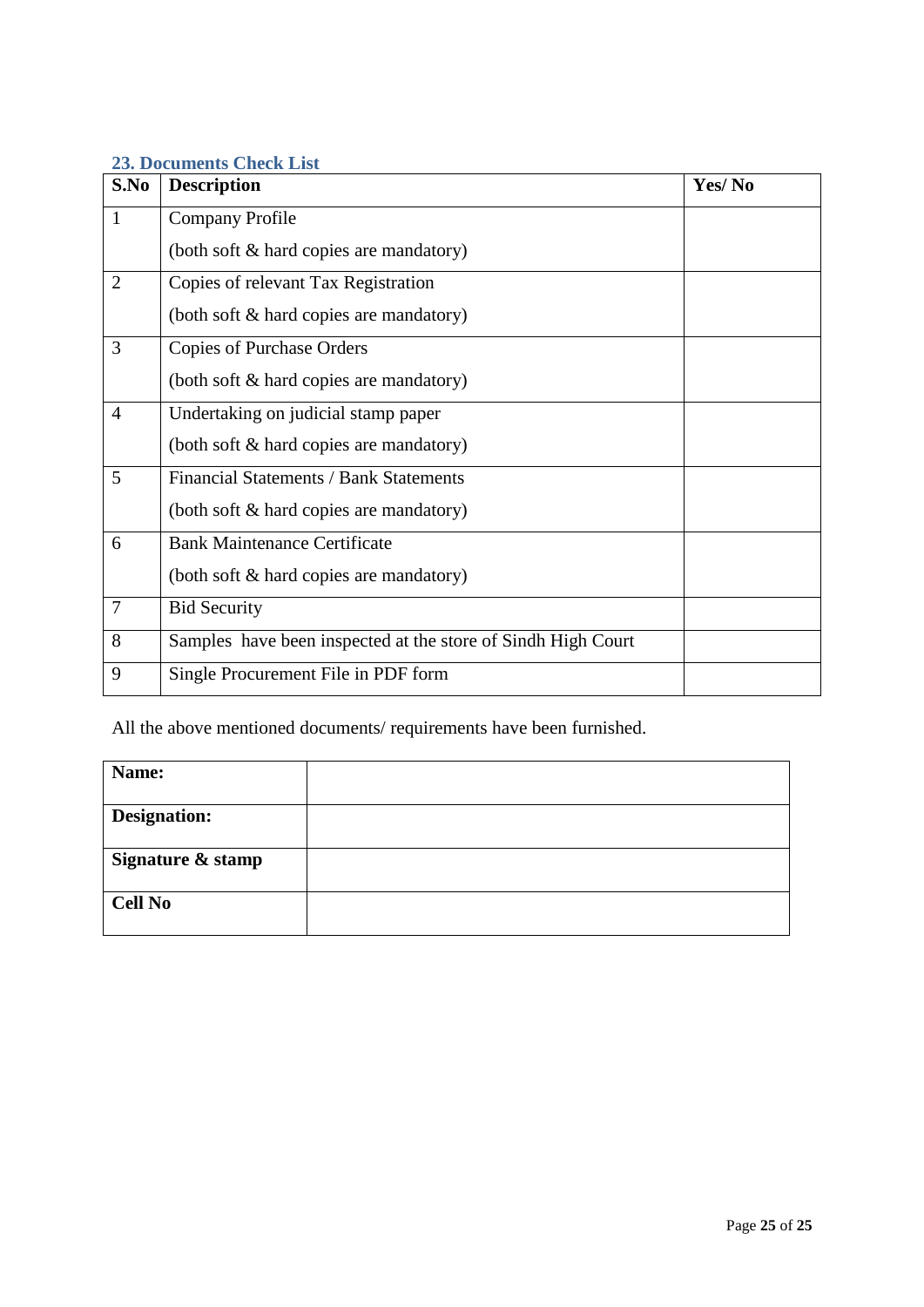## 23. Documents Check List

| S.No | Description | Yes/ No |
|---|---|---|
| 1 | Company Profile<br>(both soft & hard copies are mandatory) | |
| 2 | Copies of relevant Tax Registration<br>(both soft & hard copies are mandatory) | |
| 3 | Copies of Purchase Orders<br>(both soft & hard copies are mandatory) | |
| 4 | Undertaking on judicial stamp paper<br>(both soft & hard copies are mandatory) | |
| 5 | Financial Statements / Bank Statements<br>(both soft & hard copies are mandatory) | |
| 6 | Bank Maintenance Certificate<br>(both soft & hard copies are mandatory) | |
| 7 | Bid Security | |
| 8 | Samples have been inspected at the store of Sindh High Court | |
| 9 | Single Procurement File in PDF form | |

All the above mentioned documents/ requirements have been furnished.

| | |
|---|---|
| **Name:** | |
| **Designation:** | |
| **Signature & stamp** | |
| **Cell No** | |